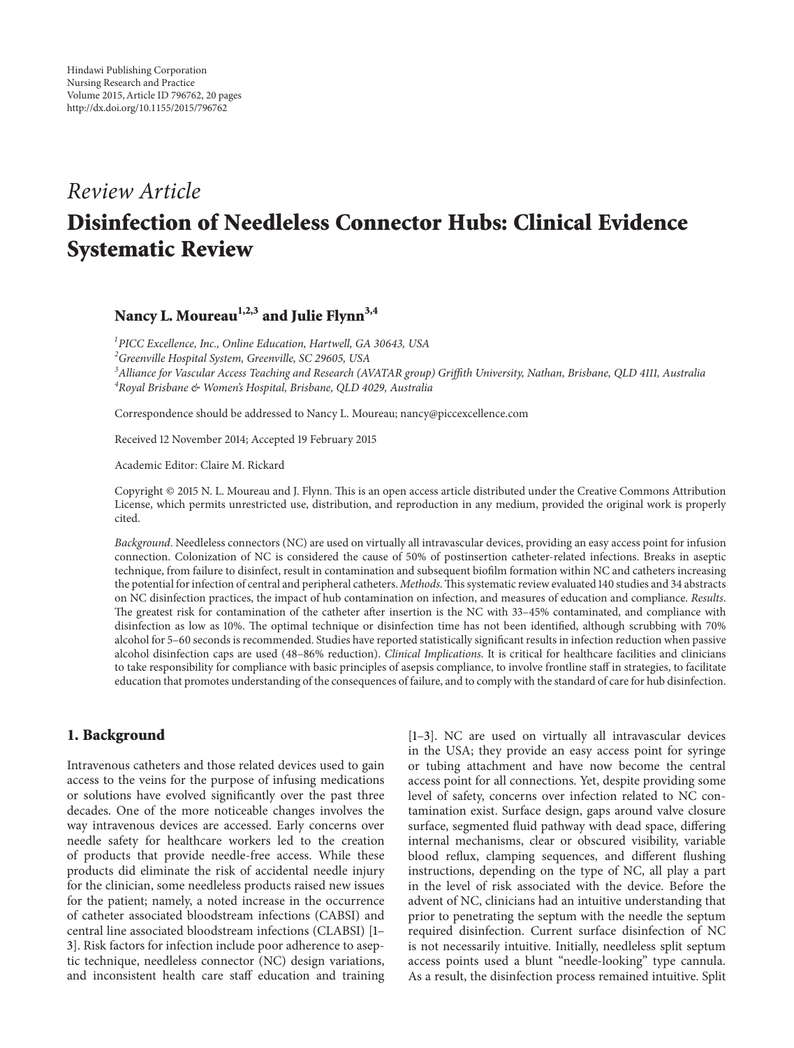Hindawi Publishing Corporation
Nursing Research and Practice
Volume 2015, Article ID 796762, 20 pages
http://dx.doi.org/10.1155/2015/796762

*Review Article*

# Disinfection of Needleless Connector Hubs: Clinical Evidence Systematic Review

**Nancy L. Moureau[1,2,3] and Julie Flynn[3,4]**

[1] *PICC Excellence, Inc., Online Education, Hartwell, GA 30643, USA*
[2] *Greenville Hospital System, Greenville, SC 29605, USA*
[3] *Alliance for Vascular Access Teaching and Research (AVATAR group) Griffith University, Nathan, Brisbane, QLD 4111, Australia*
[4] *Royal Brisbane & Women's Hospital, Brisbane, QLD 4029, Australia*

Correspondence should be addressed to Nancy L. Moureau; nancy@piccexcellence.com

Received 12 November 2014; Accepted 19 February 2015

Academic Editor: Claire M. Rickard

Copyright © 2015 N. L. Moureau and J. Flynn. This is an open access article distributed under the Creative Commons Attribution License, which permits unrestricted use, distribution, and reproduction in any medium, provided the original work is properly cited.

*Background*. Needleless connectors (NC) are used on virtually all intravascular devices, providing an easy access point for infusion connection. Colonization of NC is considered the cause of 50% of postinsertion catheter-related infections. Breaks in aseptic technique, from failure to disinfect, result in contamination and subsequent biofilm formation within NC and catheters increasing the potential for infection of central and peripheral catheters. *Methods*. This systematic review evaluated 140 studies and 34 abstracts on NC disinfection practices, the impact of hub contamination on infection, and measures of education and compliance. *Results*. The greatest risk for contamination of the catheter after insertion is the NC with 33–45% contaminated, and compliance with disinfection as low as 10%. The optimal technique or disinfection time has not been identified, although scrubbing with 70% alcohol for 5–60 seconds is recommended. Studies have reported statistically significant results in infection reduction when passive alcohol disinfection caps are used (48–86% reduction). *Clinical Implications*. It is critical for healthcare facilities and clinicians to take responsibility for compliance with basic principles of asepsis compliance, to involve frontline staff in strategies, to facilitate education that promotes understanding of the consequences of failure, and to comply with the standard of care for hub disinfection.

## 1. Background

Intravenous catheters and those related devices used to gain access to the veins for the purpose of infusing medications or solutions have evolved significantly over the past three decades. One of the more noticeable changes involves the way intravenous devices are accessed. Early concerns over needle safety for healthcare workers led to the creation of products that provide needle-free access. While these products did eliminate the risk of accidental needle injury for the clinician, some needleless products raised new issues for the patient; namely, a noted increase in the occurrence of catheter associated bloodstream infections (CABSI) and central line associated bloodstream infections (CLABSI) [1–3]. Risk factors for infection include poor adherence to aseptic technique, needleless connector (NC) design variations, and inconsistent health care staff education and training [1–3]. NC are used on virtually all intravascular devices in the USA; they provide an easy access point for syringe or tubing attachment and have now become the central access point for all connections. Yet, despite providing some level of safety, concerns over infection related to NC contamination exist. Surface design, gaps around valve closure surface, segmented fluid pathway with dead space, differing internal mechanisms, clear or obscured visibility, variable blood reflux, clamping sequences, and different flushing instructions, depending on the type of NC, all play a part in the level of risk associated with the device. Before the advent of NC, clinicians had an intuitive understanding that prior to penetrating the septum with the needle the septum required disinfection. Current surface disinfection of NC is not necessarily intuitive. Initially, needleless split septum access points used a blunt "needle-looking" type cannula. As a result, the disinfection process remained intuitive. Split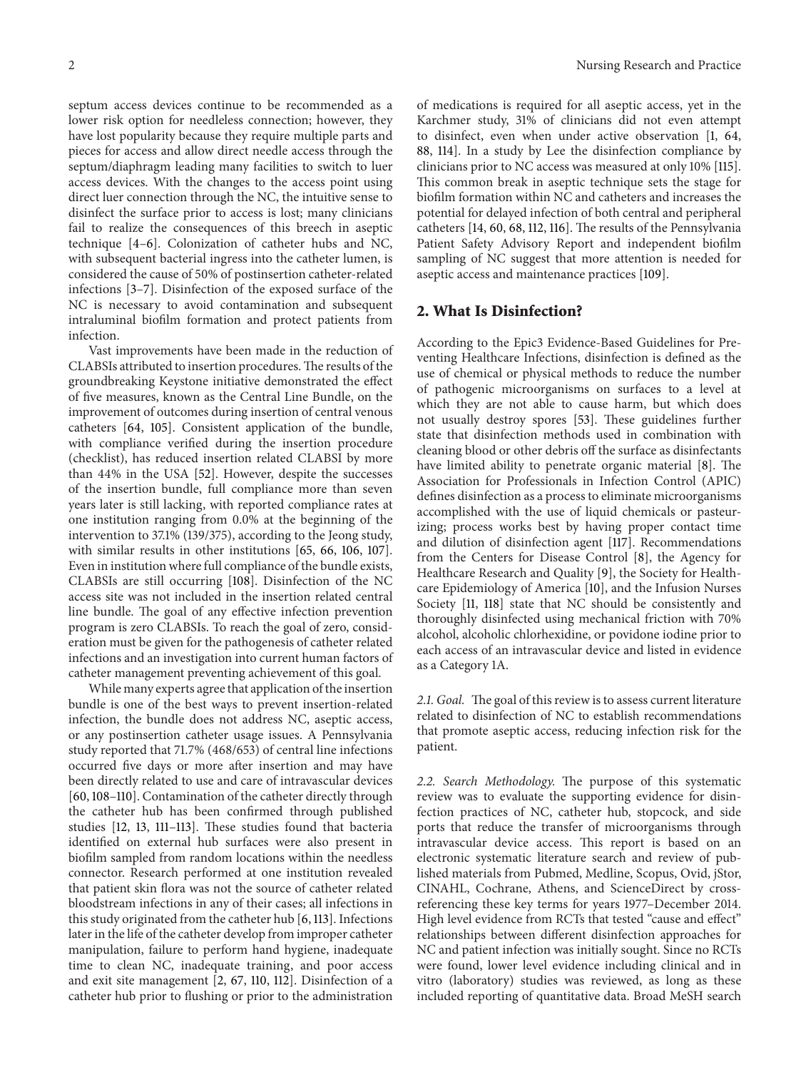septum access devices continue to be recommended as a lower risk option for needleless connection; however, they have lost popularity because they require multiple parts and pieces for access and allow direct needle access through the septum/diaphragm leading many facilities to switch to luer access devices. With the changes to the access point using direct luer connection through the NC, the intuitive sense to disinfect the surface prior to access is lost; many clinicians fail to realize the consequences of this breech in aseptic technique [4–6]. Colonization of catheter hubs and NC, with subsequent bacterial ingress into the catheter lumen, is considered the cause of 50% of postinsertion catheter-related infections [3–7]. Disinfection of the exposed surface of the NC is necessary to avoid contamination and subsequent intraluminal biofilm formation and protect patients from infection.

Vast improvements have been made in the reduction of CLABSIs attributed to insertion procedures. The results of the groundbreaking Keystone initiative demonstrated the effect of five measures, known as the Central Line Bundle, on the improvement of outcomes during insertion of central venous catheters [64, 105]. Consistent application of the bundle, with compliance verified during the insertion procedure (checklist), has reduced insertion related CLABSI by more than 44% in the USA [52]. However, despite the successes of the insertion bundle, full compliance more than seven years later is still lacking, with reported compliance rates at one institution ranging from 0.0% at the beginning of the intervention to 37.1% (139/375), according to the Jeong study, with similar results in other institutions [65, 66, 106, 107]. Even in institution where full compliance of the bundle exists, CLABSIs are still occurring [108]. Disinfection of the NC access site was not included in the insertion related central line bundle. The goal of any effective infection prevention program is zero CLABSIs. To reach the goal of zero, consideration must be given for the pathogenesis of catheter related infections and an investigation into current human factors of catheter management preventing achievement of this goal.

While many experts agree that application of the insertion bundle is one of the best ways to prevent insertion-related infection, the bundle does not address NC, aseptic access, or any postinsertion catheter usage issues. A Pennsylvania study reported that 71.7% (468/653) of central line infections occurred five days or more after insertion and may have been directly related to use and care of intravascular devices [60, 108–110]. Contamination of the catheter directly through the catheter hub has been confirmed through published studies [12, 13, 111–113]. These studies found that bacteria identified on external hub surfaces were also present in biofilm sampled from random locations within the needless connector. Research performed at one institution revealed that patient skin flora was not the source of catheter related bloodstream infections in any of their cases; all infections in this study originated from the catheter hub [6, 113]. Infections later in the life of the catheter develop from improper catheter manipulation, failure to perform hand hygiene, inadequate time to clean NC, inadequate training, and poor access and exit site management [2, 67, 110, 112]. Disinfection of a catheter hub prior to flushing or prior to the administration of medications is required for all aseptic access, yet in the Karchmer study, 31% of clinicians did not even attempt to disinfect, even when under active observation [1, 64, 88, 114]. In a study by Lee the disinfection compliance by clinicians prior to NC access was measured at only 10% [115]. This common break in aseptic technique sets the stage for biofilm formation within NC and catheters and increases the potential for delayed infection of both central and peripheral catheters [14, 60, 68, 112, 116]. The results of the Pennsylvania Patient Safety Advisory Report and independent biofilm sampling of NC suggest that more attention is needed for aseptic access and maintenance practices [109].

## 2. What Is Disinfection?

According to the Epic3 Evidence-Based Guidelines for Preventing Healthcare Infections, disinfection is defined as the use of chemical or physical methods to reduce the number of pathogenic microorganisms on surfaces to a level at which they are not able to cause harm, but which does not usually destroy spores [53]. These guidelines further state that disinfection methods used in combination with cleaning blood or other debris off the surface as disinfectants have limited ability to penetrate organic material [8]. The Association for Professionals in Infection Control (APIC) defines disinfection as a process to eliminate microorganisms accomplished with the use of liquid chemicals or pasteurizing; process works best by having proper contact time and dilution of disinfection agent [117]. Recommendations from the Centers for Disease Control [8], the Agency for Healthcare Research and Quality [9], the Society for Healthcare Epidemiology of America [10], and the Infusion Nurses Society [11, 118] state that NC should be consistently and thoroughly disinfected using mechanical friction with 70% alcohol, alcoholic chlorhexidine, or povidone iodine prior to each access of an intravascular device and listed in evidence as a Category 1A.

*2.1. Goal.* The goal of this review is to assess current literature related to disinfection of NC to establish recommendations that promote aseptic access, reducing infection risk for the patient.

*2.2. Search Methodology.* The purpose of this systematic review was to evaluate the supporting evidence for disinfection practices of NC, catheter hub, stopcock, and side ports that reduce the transfer of microorganisms through intravascular device access. This report is based on an electronic systematic literature search and review of published materials from Pubmed, Medline, Scopus, Ovid, jStor, CINAHL, Cochrane, Athens, and ScienceDirect by cross-referencing these key terms for years 1977–December 2014. High level evidence from RCTs that tested "cause and effect" relationships between different disinfection approaches for NC and patient infection was initially sought. Since no RCTs were found, lower level evidence including clinical and in vitro (laboratory) studies was reviewed, as long as these included reporting of quantitative data. Broad MeSH search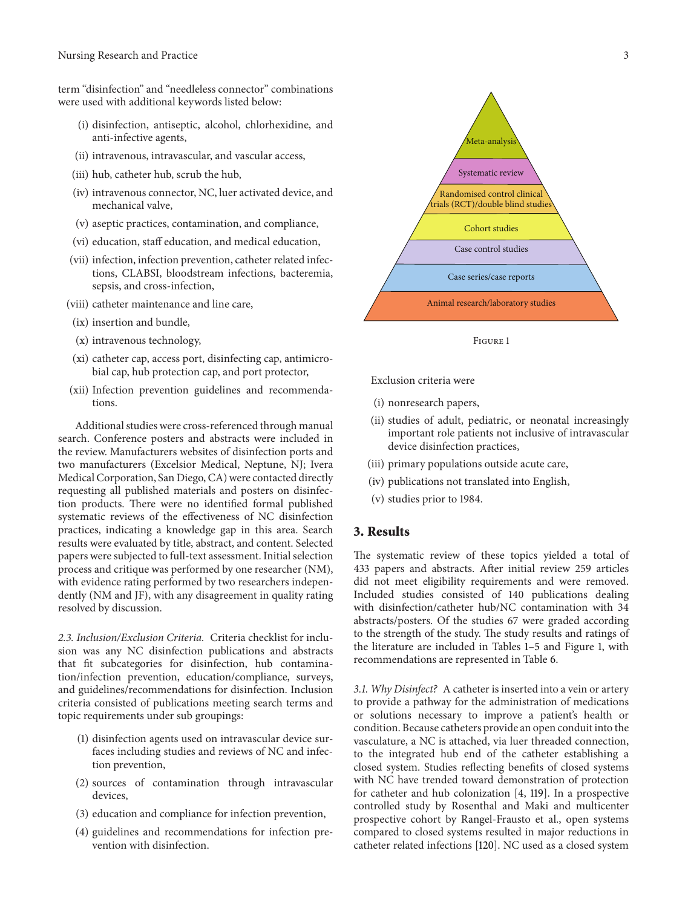term "disinfection" and "needleless connector" combinations were used with additional keywords listed below:

(i) disinfection, antiseptic, alcohol, chlorhexidine, and anti-infective agents,
(ii) intravenous, intravascular, and vascular access,
(iii) hub, catheter hub, scrub the hub,
(iv) intravenous connector, NC, luer activated device, and mechanical valve,
(v) aseptic practices, contamination, and compliance,
(vi) education, staff education, and medical education,
(vii) infection, infection prevention, catheter related infections, CLABSI, bloodstream infections, bacteremia, sepsis, and cross-infection,
(viii) catheter maintenance and line care,
(ix) insertion and bundle,
(x) intravenous technology,
(xi) catheter cap, access port, disinfecting cap, antimicrobial cap, hub protection cap, and port protector,
(xii) Infection prevention guidelines and recommendations.

Additional studies were cross-referenced through manual search. Conference posters and abstracts were included in the review. Manufacturers websites of disinfection ports and two manufacturers (Excelsior Medical, Neptune, NJ; Ivera Medical Corporation, San Diego, CA) were contacted directly requesting all published materials and posters on disinfection products. There were no identified formal published systematic reviews of the effectiveness of NC disinfection practices, indicating a knowledge gap in this area. Search results were evaluated by title, abstract, and content. Selected papers were subjected to full-text assessment. Initial selection process and critique was performed by one researcher (NM), with evidence rating performed by two researchers independently (NM and JF), with any disagreement in quality rating resolved by discussion.

*2.3. Inclusion/Exclusion Criteria.* Criteria checklist for inclusion was any NC disinfection publications and abstracts that fit subcategories for disinfection, hub contamination/infection prevention, education/compliance, surveys, and guidelines/recommendations for disinfection. Inclusion criteria consisted of publications meeting search terms and topic requirements under sub groupings:

(1) disinfection agents used on intravascular device surfaces including studies and reviews of NC and infection prevention,
(2) sources of contamination through intravascular devices,
(3) education and compliance for infection prevention,
(4) guidelines and recommendations for infection prevention with disinfection.

- Meta-analysis
- Systematic review
- Randomised control clinical trials (RCT)/double blind studies
- Cohort studies
- Case control studies
- Case series/case reports
- Animal research/laboratory studies

Figure 1

Exclusion criteria were

(i) nonresearch papers,
(ii) studies of adult, pediatric, or neonatal increasingly important role patients not inclusive of intravascular device disinfection practices,
(iii) primary populations outside acute care,
(iv) publications not translated into English,
(v) studies prior to 1984.

## 3. Results

The systematic review of these topics yielded a total of 433 papers and abstracts. After initial review 259 articles did not meet eligibility requirements and were removed. Included studies consisted of 140 publications dealing with disinfection/catheter hub/NC contamination with 34 abstracts/posters. Of the studies 67 were graded according to the strength of the study. The study results and ratings of the literature are included in Tables 1–5 and Figure 1, with recommendations are represented in Table 6.

*3.1. Why Disinfect?* A catheter is inserted into a vein or artery to provide a pathway for the administration of medications or solutions necessary to improve a patient's health or condition. Because catheters provide an open conduit into the vasculature, a NC is attached, via luer threaded connection, to the integrated hub end of the catheter establishing a closed system. Studies reflecting benefits of closed systems with NC have trended toward demonstration of protection for catheter and hub colonization [4, 119]. In a prospective controlled study by Rosenthal and Maki and multicenter prospective cohort by Rangel-Frausto et al., open systems compared to closed systems resulted in major reductions in catheter related infections [120]. NC used as a closed system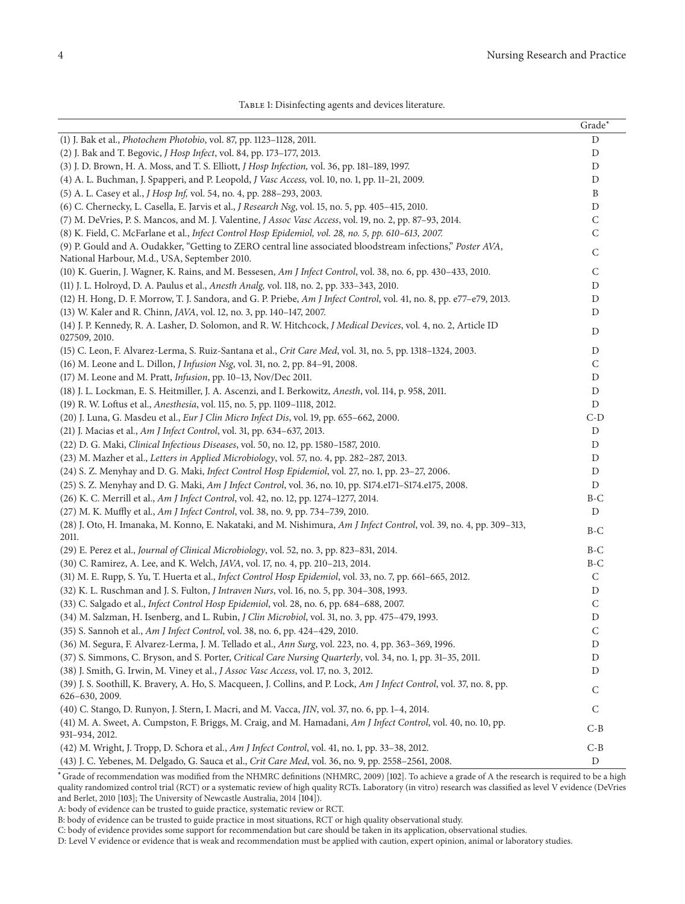Table 1: Disinfecting agents and devices literature.

| | Grade* |
|---|---|
| (1) J. Bak et al., *Photochem Photobio*, vol. 87, pp. 1123–1128, 2011. | D |
| (2) J. Bak and T. Begovic, *J Hosp Infect*, vol. 84, pp. 173–177, 2013. | D |
| (3) J. D. Brown, H. A. Moss, and T. S. Elliott, *J Hosp Infection,* vol. 36, pp. 181–189, 1997. | D |
| (4) A. L. Buchman, J. Spapperi, and P. Leopold, *J Vasc Access,* vol. 10, no. 1, pp. 11–21, 2009. | D |
| (5) A. L. Casey et al., *J Hosp Inf,* vol. 54, no. 4, pp. 288–293, 2003. | B |
| (6) C. Chernecky, L. Casella, E. Jarvis et al., *J Research Nsg*, vol. 15, no. 5, pp. 405–415, 2010. | D |
| (7) M. DeVries, P. S. Mancos, and M. J. Valentine, *J Assoc Vasc Access*, vol. 19, no. 2, pp. 87–93, 2014. | C |
| (8) K. Field, C. McFarlane et al., *Infect Control Hosp Epidemiol, vol. 28, no. 5, pp. 610–613, 2007.* | C |
| (9) P. Gould and A. Oudakker, "Getting to ZERO central line associated bloodstream infections," *Poster AVA*, National Harbour, M.d., USA, September 2010. | C |
| (10) K. Guerin, J. Wagner, K. Rains, and M. Bessesen, *Am J Infect Control*, vol. 38, no. 6, pp. 430–433, 2010. | C |
| (11) J. L. Holroyd, D. A. Paulus et al., *Anesth Analg,* vol. 118, no. 2, pp. 333–343, 2010. | D |
| (12) H. Hong, D. F. Morrow, T. J. Sandora, and G. P. Priebe, *Am J Infect Control*, vol. 41, no. 8, pp. e77–e79, 2013. | D |
| (13) W. Kaler and R. Chinn, *JAVA*, vol. 12, no. 3, pp. 140–147, 2007. | D |
| (14) J. P. Kennedy, R. A. Lasher, D. Solomon, and R. W. Hitchcock, *J Medical Devices*, vol. 4, no. 2, Article ID 027509, 2010. | D |
| (15) C. Leon, F. Alvarez-Lerma, S. Ruiz-Santana et al., *Crit Care Med*, vol. 31, no. 5, pp. 1318–1324, 2003. | D |
| (16) M. Leone and L. Dillon, *J Infusion Nsg*, vol. 31, no. 2, pp. 84–91, 2008. | C |
| (17) M. Leone and M. Pratt, *Infusion*, pp. 10–13, Nov/Dec 2011. | D |
| (18) J. L. Lockman, E. S. Heitmiller, J. A. Ascenzi, and I. Berkowitz, *Anesth*, vol. 114, p. 958, 2011. | D |
| (19) R. W. Loftus et al., *Anesthesia*, vol. 115, no. 5, pp. 1109–1118, 2012. | D |
| (20) J. Luna, G. Masdeu et al., *Eur J Clin Micro Infect Dis*, vol. 19, pp. 655–662, 2000. | C-D |
| (21) J. Macias et al., *Am J Infect Control*, vol. 31, pp. 634–637, 2013. | D |
| (22) D. G. Maki, *Clinical Infectious Diseases*, vol. 50, no. 12, pp. 1580–1587, 2010. | D |
| (23) M. Mazher et al., *Letters in Applied Microbiology*, vol. 57, no. 4, pp. 282–287, 2013. | D |
| (24) S. Z. Menyhay and D. G. Maki, *Infect Control Hosp Epidemiol*, vol. 27, no. 1, pp. 23–27, 2006. | D |
| (25) S. Z. Menyhay and D. G. Maki, *Am J Infect Control*, vol. 36, no. 10, pp. S174.e171–S174.e175, 2008. | D |
| (26) K. C. Merrill et al., *Am J Infect Control*, vol. 42, no. 12, pp. 1274–1277, 2014. | B-C |
| (27) M. K. Muffly et al., *Am J Infect Control*, vol. 38, no. 9, pp. 734–739, 2010. | D |
| (28) J. Oto, H. Imanaka, M. Konno, E. Nakataki, and M. Nishimura, *Am J Infect Control*, vol. 39, no. 4, pp. 309–313, 2011. | B-C |
| (29) E. Perez et al., *Journal of Clinical Microbiology*, vol. 52, no. 3, pp. 823–831, 2014. | B-C |
| (30) C. Ramirez, A. Lee, and K. Welch, *JAVA*, vol. 17, no. 4, pp. 210–213, 2014. | B-C |
| (31) M. E. Rupp, S. Yu, T. Huerta et al., *Infect Control Hosp Epidemiol*, vol. 33, no. 7, pp. 661–665, 2012. | C |
| (32) K. L. Ruschman and J. S. Fulton, *J Intraven Nurs*, vol. 16, no. 5, pp. 304–308, 1993. | D |
| (33) C. Salgado et al., *Infect Control Hosp Epidemiol*, vol. 28, no. 6, pp. 684–688, 2007. | C |
| (34) M. Salzman, H. Isenberg, and L. Rubin, *J Clin Microbiol*, vol. 31, no. 3, pp. 475–479, 1993. | D |
| (35) S. Sannoh et al., *Am J Infect Control*, vol. 38, no. 6, pp. 424–429, 2010. | C |
| (36) M. Segura, F. Alvarez-Lerma, J. M. Tellado et al., *Ann Surg*, vol. 223, no. 4, pp. 363–369, 1996. | D |
| (37) S. Simmons, C. Bryson, and S. Porter, *Critical Care Nursing Quarterly*, vol. 34, no. 1, pp. 31–35, 2011. | D |
| (38) J. Smith, G. Irwin, M. Viney et al., *J Assoc Vasc Access*, vol. 17, no. 3, 2012. | D |
| (39) J. S. Soothill, K. Bravery, A. Ho, S. Macqueen, J. Collins, and P. Lock, *Am J Infect Control*, vol. 37, no. 8, pp. 626–630, 2009. | C |
| (40) C. Stango, D. Runyon, J. Stern, I. Macri, and M. Vacca, *JIN*, vol. 37, no. 6, pp. 1–4, 2014. | C |
| (41) M. A. Sweet, A. Cumpston, F. Briggs, M. Craig, and M. Hamadani, *Am J Infect Control*, vol. 40, no. 10, pp. 931–934, 2012. | C-B |
| (42) M. Wright, J. Tropp, D. Schora et al., *Am J Infect Control*, vol. 41, no. 1, pp. 33–38, 2012. | C-B |
| (43) J. C. Yebenes, M. Delgado, G. Sauca et al., *Crit Care Med*, vol. 36, no. 9, pp. 2558–2561, 2008. | D |

*Grade of recommendation was modified from the NHMRC definitions (NHMRC, 2009) [102]. To achieve a grade of A the research is required to be a high quality randomized control trial (RCT) or a systematic review of high quality RCTs. Laboratory (in vitro) research was classified as level V evidence (DeVries and Berlet, 2010 [103]; The University of Newcastle Australia, 2014 [104]).

A: body of evidence can be trusted to guide practice, systematic review or RCT.

B: body of evidence can be trusted to guide practice in most situations, RCT or high quality observational study.

C: body of evidence provides some support for recommendation but care should be taken in its application, observational studies.

D: Level V evidence or evidence that is weak and recommendation must be applied with caution, expert opinion, animal or laboratory studies.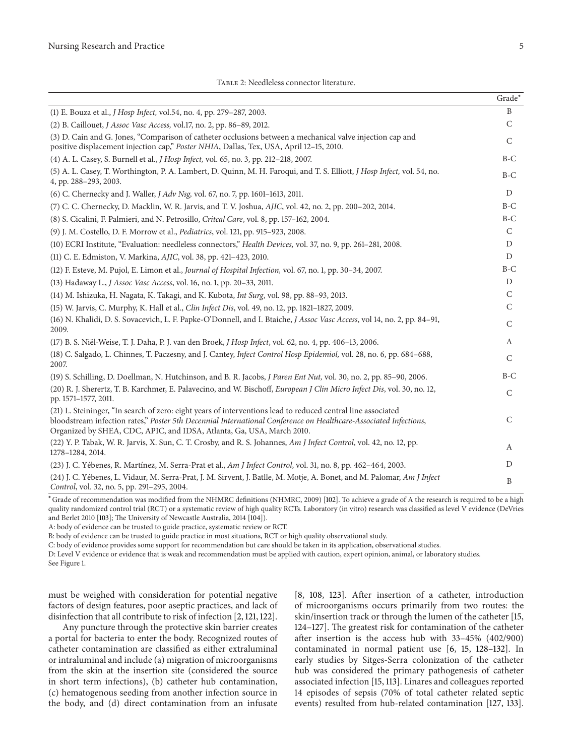Table 2: Needleless connector literature.

| | Grade* |
|---|---|
| (1) E. Bouza et al., *J Hosp Infect,* vol.54, no. 4, pp. 279–287, 2003. | B |
| (2) B. Caillouet, *J Assoc Vasc Access,* vol.17, no. 2, pp. 86–89, 2012. | C |
| (3) D. Cain and G. Jones, "Comparison of catheter occlusions between a mechanical valve injection cap and positive displacement injection cap," *Poster NHIA*, Dallas, Tex, USA, April 12–15, 2010. | C |
| (4) A. L. Casey, S. Burnell et al., *J Hosp Infect,* vol. 65, no. 3, pp. 212–218, 2007. | B-C |
| (5) A. L. Casey, T. Worthington, P. A. Lambert, D. Quinn, M. H. Faroqui, and T. S. Elliott, *J Hosp Infect,* vol. 54, no. 4, pp. 288–293, 2003. | B-C |
| (6) C. Chernecky and J. Waller, *J Adv Nsg,* vol. 67, no. 7, pp. 1601–1613, 2011. | D |
| (7) C. C. Chernecky, D. Macklin, W. R. Jarvis, and T. V. Joshua, *AJIC*, vol. 42, no. 2, pp. 200–202, 2014. | B-C |
| (8) S. Cicalini, F. Palmieri, and N. Petrosillo, *Critcal Care*, vol. 8, pp. 157–162, 2004. | B-C |
| (9) J. M. Costello, D. F. Morrow et al., *Pediatrics*, vol. 121, pp. 915–923, 2008. | C |
| (10) ECRI Institute, "Evaluation: needleless connectors," *Health Devices,* vol. 37, no. 9, pp. 261–281, 2008. | D |
| (11) C. E. Edmiston, V. Markina, *AJIC*, vol. 38, pp. 421–423, 2010. | D |
| (12) F. Esteve, M. Pujol, E. Limon et al., *Journal of Hospital Infection,* vol. 67, no. 1, pp. 30–34, 2007. | B-C |
| (13) Hadaway L., *J Assoc Vasc Access*, vol. 16, no. 1, pp. 20–33, 2011. | D |
| (14) M. Ishizuka, H. Nagata, K. Takagi, and K. Kubota, *Int Surg*, vol. 98, pp. 88–93, 2013. | C |
| (15) W. Jarvis, C. Murphy, K. Hall et al., *Clin Infect Dis*, vol. 49, no. 12, pp. 1821–1827, 2009. | C |
| (16) N. Khalidi, D. S. Sovacevich, L. F. Papke-O'Donnell, and I. Btaiche, *J Assoc Vasc Access*, vol 14, no. 2, pp. 84–91, 2009. | C |
| (17) B. S. Niël-Weise, T. J. Daha, P. J. van den Broek, *J Hosp Infect*, vol. 62, no. 4, pp. 406–13, 2006. | A |
| (18) C. Salgado, L. Chinnes, T. Paczesny, and J. Cantey, *Infect Control Hosp Epidemiol,* vol. 28, no. 6, pp. 684–688, 2007. | C |
| (19) S. Schilling, D. Doellman, N. Hutchinson, and B. R. Jacobs, *J Paren Ent Nut,* vol. 30, no. 2, pp. 85–90, 2006. | B-C |
| (20) R. J. Sherertz, T. B. Karchmer, E. Palavecino, and W. Bischoff, *European J Clin Micro Infect Dis*, vol. 30, no. 12, pp. 1571–1577, 2011. | C |
| (21) L. Steininger, "In search of zero: eight years of interventions lead to reduced central line associated bloodstream infection rates," *Poster 5th Decennial International Conference on Healthcare-Associated Infections*, Organized by SHEA, CDC, APIC, and IDSA, Atlanta, Ga, USA, March 2010. | C |
| (22) Y. P. Tabak, W. R. Jarvis, X. Sun, C. T. Crosby, and R. S. Johannes, *Am J Infect Control*, vol. 42, no. 12, pp. 1278–1284, 2014. | A |
| (23) J. C. Yébenes, R. Martínez, M. Serra-Prat et al., *Am J Infect Control*, vol. 31, no. 8, pp. 462–464, 2003. | D |
| (24) J. C. Yébenes, L. Vidaur, M. Serra-Prat, J. M. Sirvent, J. Batlle, M. Motje, A. Bonet, and M. Palomar, *Am J Infect Control*, vol. 32, no. 5, pp. 291–295, 2004. | B |

*Grade of recommendation was modified from the NHMRC definitions (NHMRC, 2009) [102]. To achieve a grade of A the research is required to be a high quality randomized control trial (RCT) or a systematic review of high quality RCTs. Laboratory (in vitro) research was classified as level V evidence (DeVries and Berlet 2010 [103]; The University of Newcastle Australia, 2014 [104]).

A: body of evidence can be trusted to guide practice, systematic review or RCT.

B: body of evidence can be trusted to guide practice in most situations, RCT or high quality observational study.

C: body of evidence provides some support for recommendation but care should be taken in its application, observational studies.

D: Level V evidence or evidence that is weak and recommendation must be applied with caution, expert opinion, animal, or laboratory studies.

See Figure 1.

must be weighed with consideration for potential negative factors of design features, poor aseptic practices, and lack of disinfection that all contribute to risk of infection [2, 121, 122].

Any puncture through the protective skin barrier creates a portal for bacteria to enter the body. Recognized routes of catheter contamination are classified as either extraluminal or intraluminal and include (a) migration of microorganisms from the skin at the insertion site (considered the source in short term infections), (b) catheter hub contamination, (c) hematogenous seeding from another infection source in the body, and (d) direct contamination from an infusate [8, 108, 123]. After insertion of a catheter, introduction of microorganisms occurs primarily from two routes: the skin/insertion track or through the lumen of the catheter [15, 124–127]. The greatest risk for contamination of the catheter after insertion is the access hub with 33–45% (402/900) contaminated in normal patient use [6, 15, 128–132]. In early studies by Sitges-Serra colonization of the catheter hub was considered the primary pathogenesis of catheter associated infection [15, 113]. Linares and colleagues reported 14 episodes of sepsis (70% of total catheter related septic events) resulted from hub-related contamination [127, 133].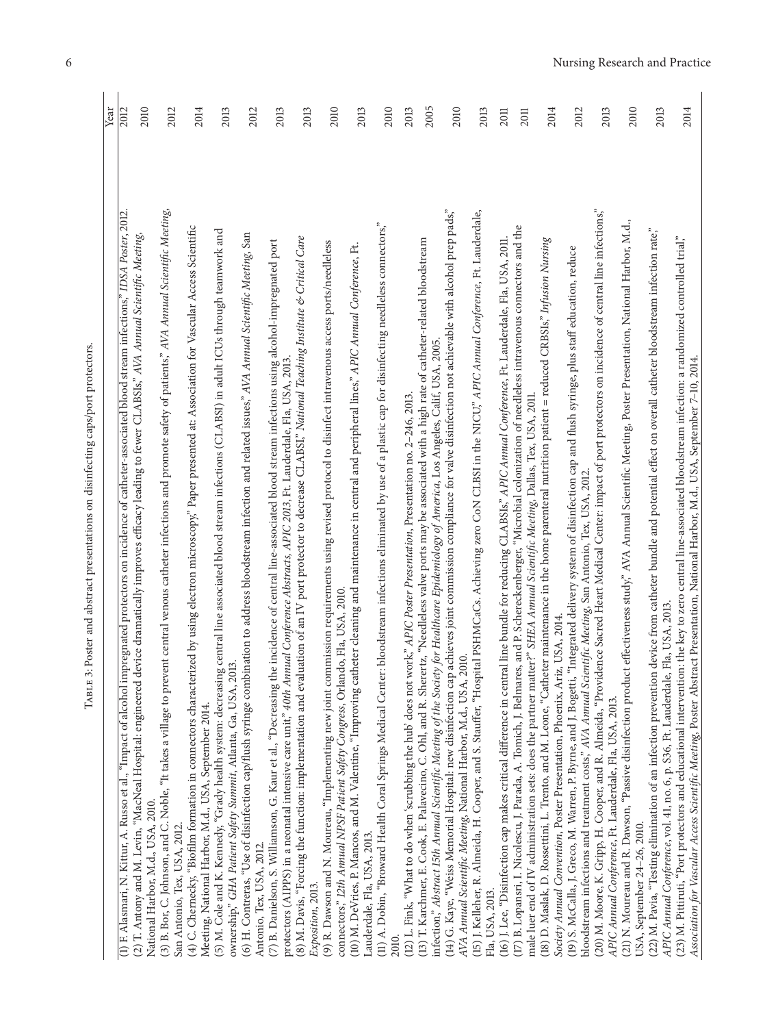Table 3: Poster and abstract presentations on disinfecting caps/port protectors.

| | Year |
|---|---|
| (1) F. Alasmari, N. Kittur, A. Russo et al., "Impact of alcohol impregnated protectors on incidence of catheter-associated blood stream infections," *IDSA Poster*, 2012. | 2012 |
| (2) T. Antony and M. Levin, "MacNeal Hospital: engineered device dramatically improves efficacy leading to fewer CLABSIs," *AVA Annual Scientific Meeting*, National Harbor, M.d., USA, 2010. | 2010 |
| (3) B. Bor, C. Johnson, and C. Noble, "It takes a village to prevent central venous catheter infections and promote safety of patients," *AVA Annual Scientific Meeting*, San Antonio, Tex, USA, 2012. | 2012 |
| (4) C. Chernecky, "Biofilm formation in connectors characterized by using electron microscopy," Paper presented at: Association for Vascular Access Scientific Meeting, National Harbor, M.d., USA, September 2014. | 2014 |
| (5) M. Cole and K. Kennedy, "Grady health system: decreasing central line associated blood stream infections (CLABSI) in adult ICUs through teamwork and ownership," *GHA Patient Safety Summit*, Atlanta, Ga, USA, 2013. | 2013 |
| (6) H. Contreras, "Use of disinfection cap/flush syringe combination to address bloodstream infection and related issues," *AVA Annual Scientific Meeting*, San Antonio, Tex, USA, 2012. | 2012 |
| (7) B. Danielson, S. Williamson, G. Kaur et al., "Decreasing the incidence of central line-associated blood stream infections using alcohol-impregnated port protectors (AIPPS) in a neonatal intensive care unit," *40th Annual Conference Abstracts, APIC 2013*, Ft. Lauderdale, Fla, USA, 2013. | 2013 |
| (8) M. Davis, "Forcing the function: implementation and evaluation of an IV port protector to decrease CLABSI," *National Teaching Institute & Critical Care Exposition*, 2013. | 2013 |
| (9) R. Dawson and N. Moureau, "Implementing new joint commission requirements using revised protocol to disinfect intravenous access ports/needleless connectors," *12th Annual NPSF Patient Safety Congress*, Orlando, Fla, USA, 2010. | 2010 |
| (10) M. DeVries, P. Mancos, and M. Valentine, "Improving catheter cleaning and maintenance in central and peripheral lines," *APIC Annual Conference*, Ft. Lauderdale, Fla, USA, 2013. | 2013 |
| (11) A. Dobin, "Broward Health Coral Springs Medical Center: bloodstream infections eliminated by use of a plastic cap for disinfecting needleless connectors," 2010. | 2010 |
| (12) L. Fink, "What to do when 'scrubbing the hub' does not work," *APIC Poster Presentation*, Presentation no. 2–246, 2013. | 2013 |
| (13) T. Karchmer, E. Cook, E. Palavecino, C. Ohl, and R. Sherertz, "Needleless valve ports may be associated with a high rate of catheter-related bloodstream infection," *Abstract 15th Annual Scientific Meeting of the Society for Healthcare Epidemiology of America*, Los Angeles, Calif, USA, 2005. | 2005 |
| (14) G. Kaye, "Weiss Memorial Hospital: new disinfection cap achieves joint commission compliance for valve disinfection not achievable with alcohol prep pads," *AVA Annual Scientific Meeting*, National Harbor, M.d., USA, 2010. | 2010 |
| (15) J. Kelleher, R. Almeida, H. Cooper, and S. Stauffer, "Hospital PSHMCaCs. Achieving zero CoN CLBSI in the NICU," *APIC Annual Conference*, Ft. Lauderdale, Fla, USA, 2013. | 2013 |
| (16) J. Lee, "Disinfection cap makes critical difference in central line bundle for reducing CLABSIs," *APIC Annual Conference*, Ft. Lauderdale, Fla, USA, 2011. | 2011 |
| (17) B. Lopansri, I. Nicolescu, J. Parada, A. Tomich, J. Belmares, and P. Schreckenberger, "Microbial colonization of needleless intravenous connectors and the male luer end of IV administration sets: does the partner matter?" *SHEA Annual Scientific Meeting*, Dallas, Tex, USA, 2011. | 2011 |
| (18) D. Maslak, D. Rossettini, L. Trento, and M. Leone, "Catheter maintenance in the home parenteral nutrition patient = reduced CRBSIs," *Infusion Nursing Society Annual Convention*, Poster Presentation, Phoenix, Ariz, USA, 2014. | 2014 |
| (19) S. McCalla, J. Greco, M. Warren, P. Byrne, and J. Bogetti, "Integrated delivery system of disinfection cap and flush syringe, plus staff education, reduce bloodstream infections and treatment costs," *AVA Annual Scientific Meeting*, San Antonio, Tex, USA, 2012. | 2012 |
| (20) M. Moore, K. Gripp, H. Cooper, and R. Almeida, "Providence Sacred Heart Medical Center: impact of port protectors on incidence of central line infections," *APIC Annual Conference*, Ft. Lauderdale, Fla, USA, 2013. | 2013 |
| (21) N. Moureau and R. Dawson, "Passive disinfection product effectiveness study," AVA Annual Scientific Meeting, Poster Presentation, National Harbor, M.d., USA, September 24–26, 2010. | 2010 |
| (22) M. Pavia, "Testing elimination of an infection prevention device from catheter bundle and potential effect on overall catheter bloodstream infection rate," *APIC Annual Conference*, vol. 41, no. 6, p. S36, Ft. Lauderdale, Fla, USA, 2013. | 2013 |
| (23) M. Pittiruti, "Port protectors and educational intervention: the key to zero central line-associated bloodstream infection: a randomized controlled trial," *Association for Vascular Access Scientific Meeting*, Poster Abstract Presentation, National Harbor, M.d., USA, September 7–10, 2014. | 2014 |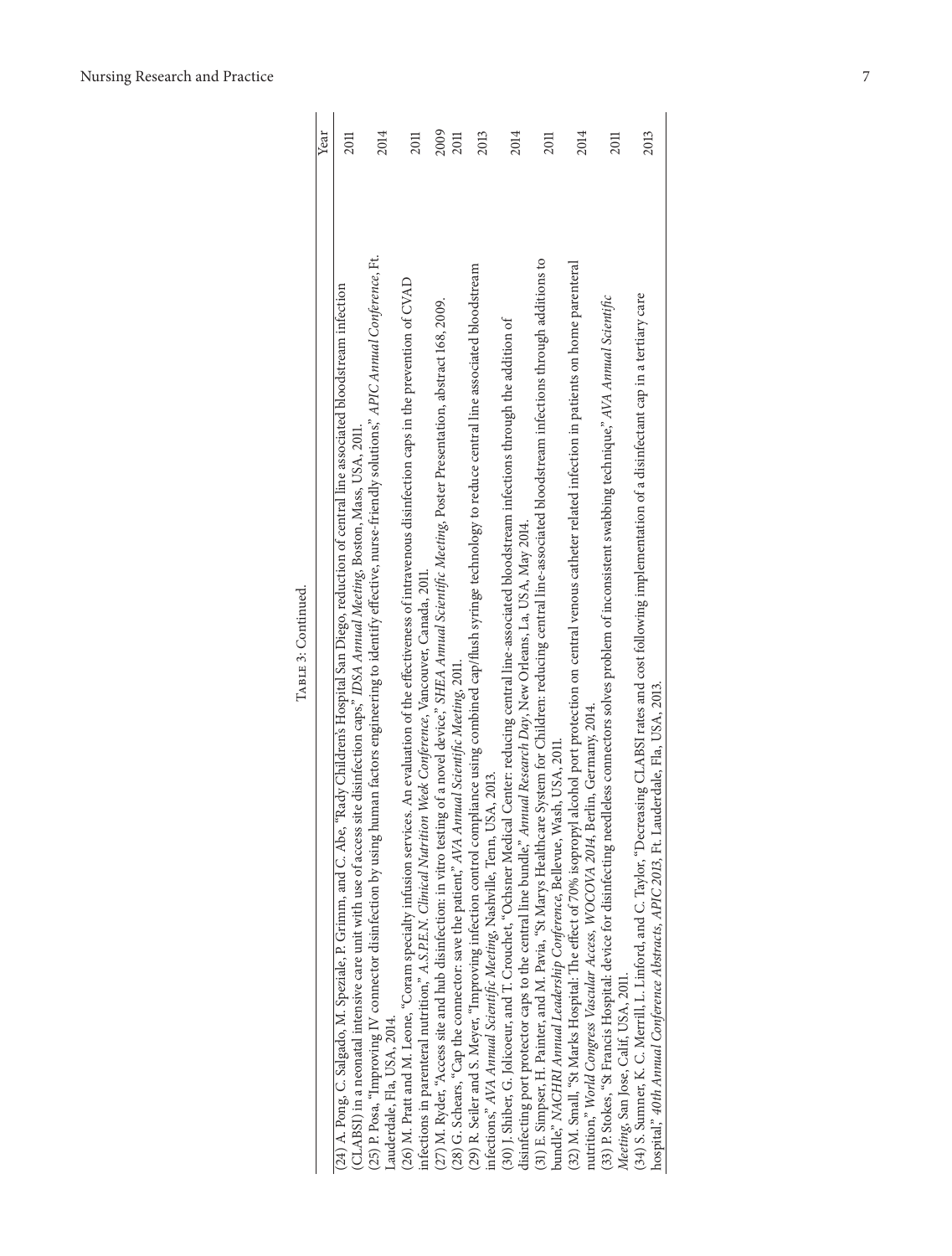Table 3: Continued.

| | Year |
|---|---|
| (24) A. Pong, C. Salgado, M. Speziale, P. Grimm, and C. Abe, "Rady Children's Hospital San Diego, reduction of central line associated bloodstream infection (CLABSI) in a neonatal intensive care unit with use of access site disinfection caps," *IDSA Annual Meeting*, Boston, Mass, USA, 2011. | 2011 |
| (25) P. Posa, "Improving IV connector disinfection by using human factors engineering to identify effective, nurse-friendly solutions," *APIC Annual Conference*, Ft. Lauderdale, Fla, USA, 2014. | 2014 |
| (26) M. Pratt and M. Leone, "Coram specialty infusion services. An evaluation of the effectiveness of intravenous disinfection caps in the prevention of CVAD infections in parenteral nutrition," *A.S.P.E.N. Clinical Nutrition Week Conference*, Vancouver, Canada, 2011. | 2011 |
| (27) M. Ryder, "Access site and hub disinfection: in vitro testing of a novel device," *SHEA Annual Scientific Meeting*, Poster Presentation, abstract 168, 2009. | 2009 |
| (28) G. Schears, "Cap the connector: save the patient," *AVA Annual Scientific Meeting*, 2011. | 2011 |
| (29) R. Seiler and S. Meyer, "Improving infection control compliance using combined cap/flush syringe technology to reduce central line associated bloodstream infections," *AVA Annual Scientific Meeting*, Nashville, Tenn, USA, 2013. | 2013 |
| (30) J. Shiber, G. Jolicoeur, and T. Crouchet, "Ochsner Medical Center: reducing central line-associated bloodstream infections through the addition of disinfecting port protector caps to the central line bundle," *Annual Research Day*, New Orleans, La, USA, May 2014. | 2014 |
| (31) E. Simpser, H. Painter, and M. Pavia, "St Marys Healthcare System for Children: reducing central line-associated bloodstream infections through additions to bundle," *NACHRI Annual Leadership Conference*, Bellevue, Wash, USA, 2011. | 2011 |
| (32) M. Small, "St Marks Hospital: The effect of 70% isopropyl alcohol port protection on central venous catheter related infection in patients on home parenteral nutrition," *World Congress Vascular Access, WOCOVA 2014*, Berlin, Germany, 2014. | 2014 |
| (33) P. Stokes, "St Francis Hospital: device for disinfecting needleless connectors solves problem of inconsistent swabbing technique," *AVA Annual Scientific Meeting*, San Jose, Calif, USA, 2011. | 2011 |
| (34) S. Sumner, K. C. Merrill, L. Linford, and C. Taylor, "Decreasing CLABSI rates and cost following implementation of a disinfectant cap in a tertiary care hospital," *40th Annual Conference Abstracts, APIC 2013*, Ft. Lauderdale, Fla, USA, 2013. | 2013 |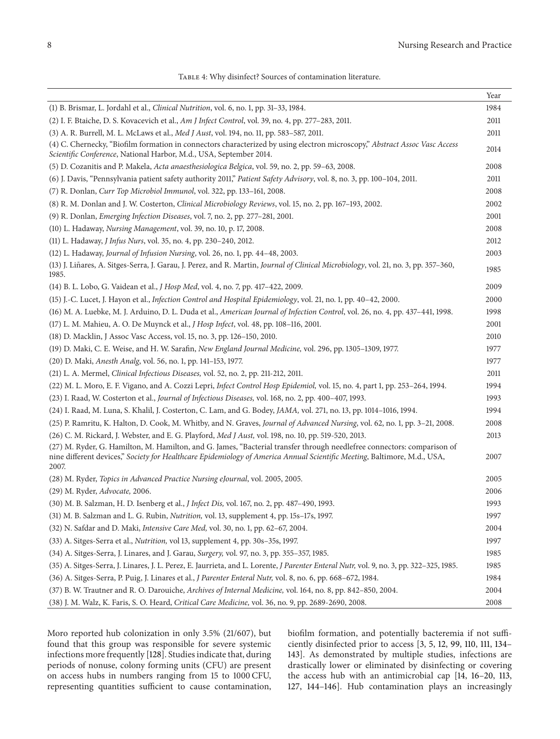Table 4: Why disinfect? Sources of contamination literature.

| | Year |
|---|---|
| (1) B. Brismar, L. Jordahl et al., *Clinical Nutrition*, vol. 6, no. 1, pp. 31–33, 1984. | 1984 |
| (2) I. F. Btaiche, D. S. Kovacevich et al., *Am J Infect Control*, vol. 39, no. 4, pp. 277–283, 2011. | 2011 |
| (3) A. R. Burrell, M. L. McLaws et al., *Med J Aust*, vol. 194, no. 11, pp. 583–587, 2011. | 2011 |
| (4) C. Chernecky, "Biofilm formation in connectors characterized by using electron microscopy," *Abstract Assoc Vasc Access Scientific Conference*, National Harbor, M.d., USA, September 2014. | 2014 |
| (5) D. Cozanitis and P. Makela, *Acta anaesthesiologica Belgica*, vol. 59, no. 2, pp. 59–63, 2008. | 2008 |
| (6) J. Davis, "Pennsylvania patient safety authority 2011," *Patient Safety Advisory*, vol. 8, no. 3, pp. 100–104, 2011. | 2011 |
| (7) R. Donlan, *Curr Top Microbiol Immunol*, vol. 322, pp. 133–161, 2008. | 2008 |
| (8) R. M. Donlan and J. W. Costerton, *Clinical Microbiology Reviews*, vol. 15, no. 2, pp. 167–193, 2002. | 2002 |
| (9) R. Donlan, *Emerging Infection Diseases*, vol. 7, no. 2, pp. 277–281, 2001. | 2001 |
| (10) L. Hadaway, *Nursing Management*, vol. 39, no. 10, p. 17, 2008. | 2008 |
| (11) L. Hadaway, *J Infus Nurs*, vol. 35, no. 4, pp. 230–240, 2012. | 2012 |
| (12) L. Hadaway, *Journal of Infusion Nursing*, vol. 26, no. 1, pp. 44–48, 2003. | 2003 |
| (13) J. Liñares, A. Sitges-Serra, J. Garau, J. Perez, and R. Martin, *Journal of Clinical Microbiology*, vol. 21, no. 3, pp. 357–360, 1985. | 1985 |
| (14) B. L. Lobo, G. Vaidean et al., *J Hosp Med*, vol. 4, no. 7, pp. 417–422, 2009. | 2009 |
| (15) J.-C. Lucet, J. Hayon et al., *Infection Control and Hospital Epidemiology*, vol. 21, no. 1, pp. 40–42, 2000. | 2000 |
| (16) M. A. Luebke, M. J. Arduino, D. L. Duda et al., *American Journal of Infection Control*, vol. 26, no. 4, pp. 437–441, 1998. | 1998 |
| (17) L. M. Mahieu, A. O. De Muynck et al., *J Hosp Infect*, vol. 48, pp. 108–116, 2001. | 2001 |
| (18) D. Macklin, J Assoc Vasc Access, vol. 15, no. 3, pp. 126–150, 2010. | 2010 |
| (19) D. Maki, C. E. Weise, and H. W. Sarafin, *New England Journal Medicine,* vol. 296, pp. 1305–1309, 1977. | 1977 |
| (20) D. Maki, *Anesth Analg*, vol. 56, no. 1, pp. 141–153, 1977. | 1977 |
| (21) L. A. Mermel, *Clinical Infectious Diseases,* vol. 52, no. 2, pp. 211-212, 2011. | 2011 |
| (22) M. L. Moro, E. F. Vigano, and A. Cozzi Lepri, *Infect Control Hosp Epidemiol,* vol. 15, no. 4, part 1, pp. 253–264, 1994. | 1994 |
| (23) I. Raad, W. Costerton et al., *Journal of Infectious Diseases,* vol. 168, no. 2, pp. 400–407, 1993. | 1993 |
| (24) I. Raad, M. Luna, S. Khalil, J. Costerton, C. Lam, and G. Bodey, *JAMA,* vol. 271, no. 13, pp. 1014–1016, 1994. | 1994 |
| (25) P. Ramritu, K. Halton, D. Cook, M. Whitby, and N. Graves, *Journal of Advanced Nursing*, vol. 62, no. 1, pp. 3–21, 2008. | 2008 |
| (26) C. M. Rickard, J. Webster, and E. G. Playford, *Med J Aust,* vol. 198, no. 10, pp. 519-520, 2013. | 2013 |
| (27) M. Ryder, G. Hamilton, M. Hamilton, and G. James, "Bacterial transfer through needlefree connectors: comparison of nine different devices," *Society for Healthcare Epidemiology of America Annual Scientific Meeting*, Baltimore, M.d., USA, 2007. | 2007 |
| (28) M. Ryder, *Topics in Advanced Practice Nursing eJournal*, vol. 2005, 2005. | 2005 |
| (29) M. Ryder, *Advocate,* 2006. | 2006 |
| (30) M. B. Salzman, H. D. Isenberg et al., *J Infect Dis,* vol. 167, no. 2, pp. 487–490, 1993. | 1993 |
| (31) M. B. Salzman and L. G. Rubin, *Nutrition,* vol. 13, supplement 4, pp. 15s–17s, 1997. | 1997 |
| (32) N. Safdar and D. Maki, *Intensive Care Med,* vol. 30, no. 1, pp. 62–67, 2004. | 2004 |
| (33) A. Sitges-Serra et al., *Nutrition,* vol 13, supplement 4, pp. 30s–35s, 1997. | 1997 |
| (34) A. Sitges-Serra, J. Linares, and J. Garau, *Surgery,* vol. 97, no. 3, pp. 355–357, 1985. | 1985 |
| (35) A. Sitges-Serra, J. Linares, J. L. Perez, E. Jaurrieta, and L. Lorente, *J Parenter Enteral Nutr,* vol. 9, no. 3, pp. 322–325, 1985. | 1985 |
| (36) A. Sitges-Serra, P. Puig, J. Linares et al., *J Parenter Enteral Nutr,* vol. 8, no. 6, pp. 668–672, 1984. | 1984 |
| (37) B. W. Trautner and R. O. Darouiche, *Archives of Internal Medicine,* vol. 164, no. 8, pp. 842–850, 2004. | 2004 |
| (38) J. M. Walz, K. Faris, S. O. Heard, *Critical Care Medicine,* vol. 36, no. 9, pp. 2689-2690, 2008. | 2008 |

Moro reported hub colonization in only 3.5% (21/607), but found that this group was responsible for severe systemic infections more frequently [128]. Studies indicate that, during periods of nonuse, colony forming units (CFU) are present on access hubs in numbers ranging from 15 to 1000 CFU, representing quantities sufficient to cause contamination, biofilm formation, and potentially bacteremia if not sufficiently disinfected prior to access [3, 5, 12, 99, 110, 111, 134–143]. As demonstrated by multiple studies, infections are drastically lower or eliminated by disinfecting or covering the access hub with an antimicrobial cap [14, 16–20, 113, 127, 144–146]. Hub contamination plays an increasingly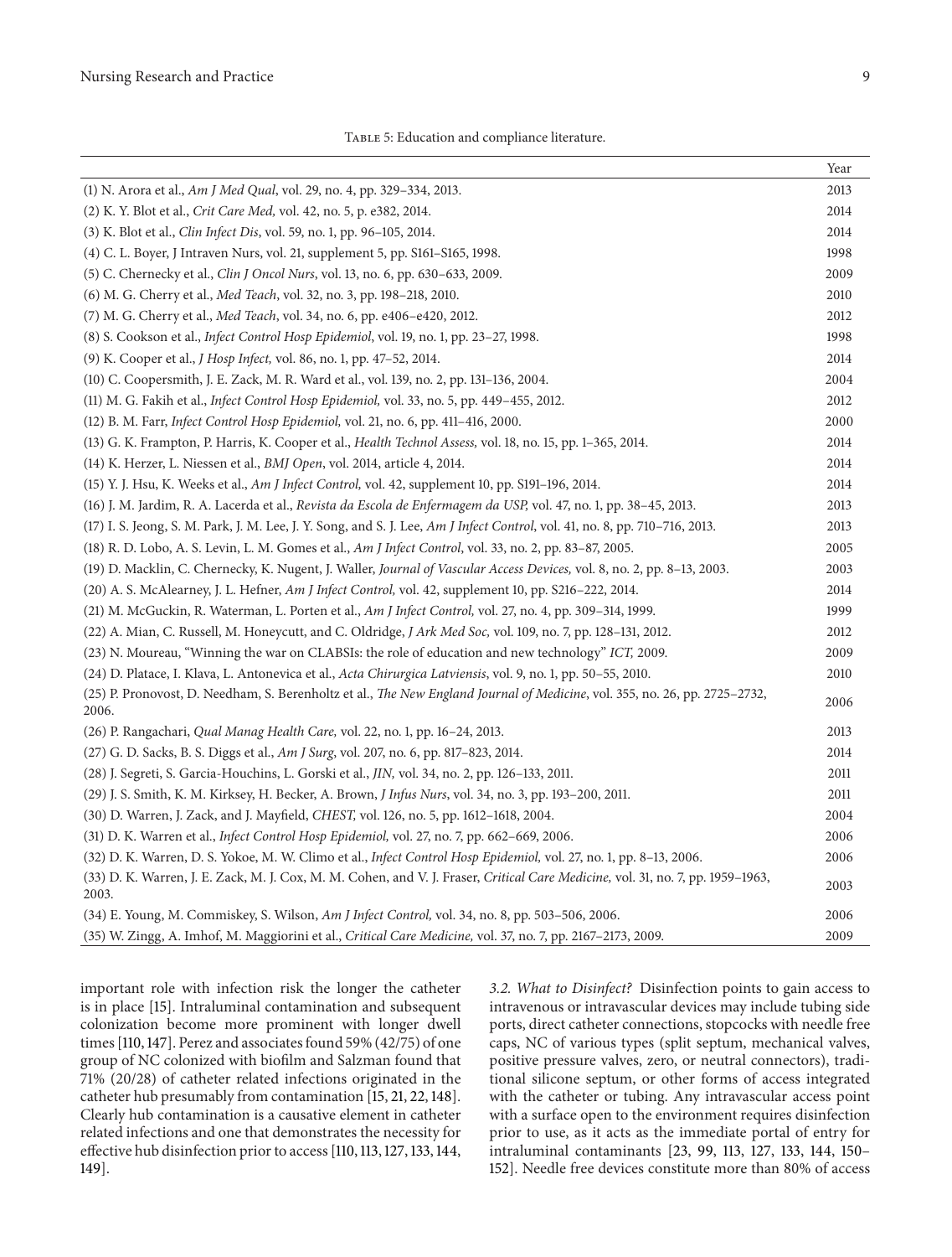Table 5: Education and compliance literature.

| | Year |
|---|---|
| (1) N. Arora et al., *Am J Med Qual*, vol. 29, no. 4, pp. 329–334, 2013. | 2013 |
| (2) K. Y. Blot et al., *Crit Care Med,* vol. 42, no. 5, p. e382, 2014. | 2014 |
| (3) K. Blot et al., *Clin Infect Dis*, vol. 59, no. 1, pp. 96–105, 2014. | 2014 |
| (4) C. L. Boyer, J Intraven Nurs, vol. 21, supplement 5, pp. S161–S165, 1998. | 1998 |
| (5) C. Chernecky et al., *Clin J Oncol Nurs*, vol. 13, no. 6, pp. 630–633, 2009. | 2009 |
| (6) M. G. Cherry et al., *Med Teach*, vol. 32, no. 3, pp. 198–218, 2010. | 2010 |
| (7) M. G. Cherry et al., *Med Teach*, vol. 34, no. 6, pp. e406–e420, 2012. | 2012 |
| (8) S. Cookson et al., *Infect Control Hosp Epidemiol*, vol. 19, no. 1, pp. 23–27, 1998. | 1998 |
| (9) K. Cooper et al., *J Hosp Infect,* vol. 86, no. 1, pp. 47–52, 2014. | 2014 |
| (10) C. Coopersmith, J. E. Zack, M. R. Ward et al., vol. 139, no. 2, pp. 131–136, 2004. | 2004 |
| (11) M. G. Fakih et al., *Infect Control Hosp Epidemiol,* vol. 33, no. 5, pp. 449–455, 2012. | 2012 |
| (12) B. M. Farr, *Infect Control Hosp Epidemiol,* vol. 21, no. 6, pp. 411–416, 2000. | 2000 |
| (13) G. K. Frampton, P. Harris, K. Cooper et al., *Health Technol Assess,* vol. 18, no. 15, pp. 1–365, 2014. | 2014 |
| (14) K. Herzer, L. Niessen et al., *BMJ Open*, vol. 2014, article 4, 2014. | 2014 |
| (15) Y. J. Hsu, K. Weeks et al., *Am J Infect Control,* vol. 42, supplement 10, pp. S191–196, 2014. | 2014 |
| (16) J. M. Jardim, R. A. Lacerda et al., *Revista da Escola de Enfermagem da USP,* vol. 47, no. 1, pp. 38–45, 2013. | 2013 |
| (17) I. S. Jeong, S. M. Park, J. M. Lee, J. Y. Song, and S. J. Lee, *Am J Infect Control*, vol. 41, no. 8, pp. 710–716, 2013. | 2013 |
| (18) R. D. Lobo, A. S. Levin, L. M. Gomes et al., *Am J Infect Control*, vol. 33, no. 2, pp. 83–87, 2005. | 2005 |
| (19) D. Macklin, C. Chernecky, K. Nugent, J. Waller, *Journal of Vascular Access Devices,* vol. 8, no. 2, pp. 8–13, 2003. | 2003 |
| (20) A. S. McAlearney, J. L. Hefner, *Am J Infect Control,* vol. 42, supplement 10, pp. S216–222, 2014. | 2014 |
| (21) M. McGuckin, R. Waterman, L. Porten et al., *Am J Infect Control,* vol. 27, no. 4, pp. 309–314, 1999. | 1999 |
| (22) A. Mian, C. Russell, M. Honeycutt, and C. Oldridge, *J Ark Med Soc,* vol. 109, no. 7, pp. 128–131, 2012. | 2012 |
| (23) N. Moureau, "Winning the war on CLABSIs: the role of education and new technology" *ICT,* 2009. | 2009 |
| (24) D. Platace, I. Klava, L. Antonevica et al., *Acta Chirurgica Latviensis*, vol. 9, no. 1, pp. 50–55, 2010. | 2010 |
| (25) P. Pronovost, D. Needham, S. Berenholtz et al., *The New England Journal of Medicine*, vol. 355, no. 26, pp. 2725–2732, 2006. | 2006 |
| (26) P. Rangachari, *Qual Manag Health Care,* vol. 22, no. 1, pp. 16–24, 2013. | 2013 |
| (27) G. D. Sacks, B. S. Diggs et al., *Am J Surg*, vol. 207, no. 6, pp. 817–823, 2014. | 2014 |
| (28) J. Segreti, S. Garcia-Houchins, L. Gorski et al., *JIN,* vol. 34, no. 2, pp. 126–133, 2011. | 2011 |
| (29) J. S. Smith, K. M. Kirksey, H. Becker, A. Brown, *J Infus Nurs*, vol. 34, no. 3, pp. 193–200, 2011. | 2011 |
| (30) D. Warren, J. Zack, and J. Mayfield, *CHEST,* vol. 126, no. 5, pp. 1612–1618, 2004. | 2004 |
| (31) D. K. Warren et al., *Infect Control Hosp Epidemiol,* vol. 27, no. 7, pp. 662–669, 2006. | 2006 |
| (32) D. K. Warren, D. S. Yokoe, M. W. Climo et al., *Infect Control Hosp Epidemiol,* vol. 27, no. 1, pp. 8–13, 2006. | 2006 |
| (33) D. K. Warren, J. E. Zack, M. J. Cox, M. M. Cohen, and V. J. Fraser, *Critical Care Medicine,* vol. 31, no. 7, pp. 1959–1963, 2003. | 2003 |
| (34) E. Young, M. Commiskey, S. Wilson, *Am J Infect Control,* vol. 34, no. 8, pp. 503–506, 2006. | 2006 |
| (35) W. Zingg, A. Imhof, M. Maggiorini et al., *Critical Care Medicine,* vol. 37, no. 7, pp. 2167–2173, 2009. | 2009 |

important role with infection risk the longer the catheter is in place [15]. Intraluminal contamination and subsequent colonization become more prominent with longer dwell times [110, 147]. Perez and associates found 59% (42/75) of one group of NC colonized with biofilm and Salzman found that 71% (20/28) of catheter related infections originated in the catheter hub presumably from contamination [15, 21, 22, 148]. Clearly hub contamination is a causative element in catheter related infections and one that demonstrates the necessity for effective hub disinfection prior to access [110, 113, 127, 133, 144, 149].

*3.2. What to Disinfect?* Disinfection points to gain access to intravenous or intravascular devices may include tubing side ports, direct catheter connections, stopcocks with needle free caps, NC of various types (split septum, mechanical valves, positive pressure valves, zero, or neutral connectors), traditional silicone septum, or other forms of access integrated with the catheter or tubing. Any intravascular access point with a surface open to the environment requires disinfection prior to use, as it acts as the immediate portal of entry for intraluminal contaminants [23, 99, 113, 127, 133, 144, 150–152]. Needle free devices constitute more than 80% of access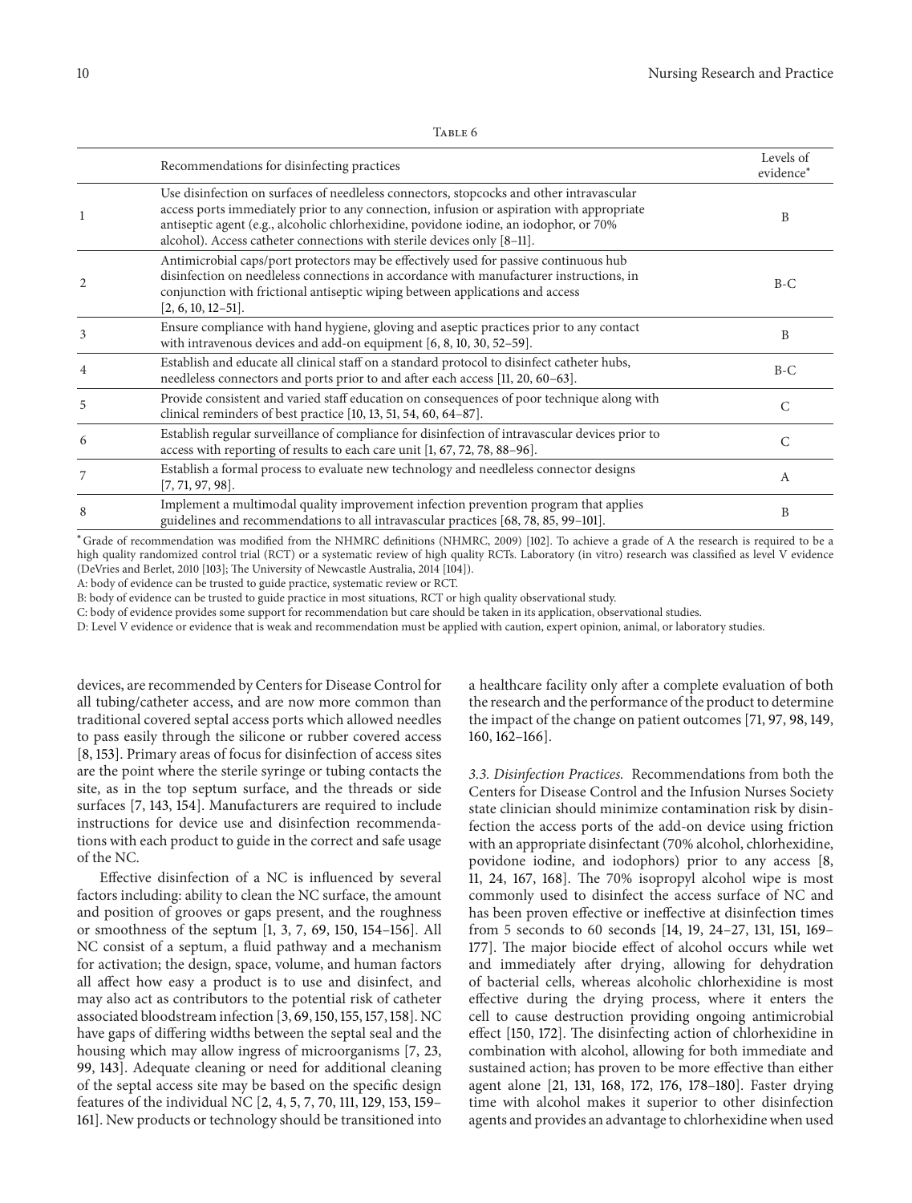Table 6

| | Recommendations for disinfecting practices | Levels of evidence* |
|---|---|---|
| 1 | Use disinfection on surfaces of needleless connectors, stopcocks and other intravascular access ports immediately prior to any connection, infusion or aspiration with appropriate antiseptic agent (e.g., alcoholic chlorhexidine, povidone iodine, an iodophor, or 70% alcohol). Access catheter connections with sterile devices only [8–11]. | B |
| 2 | Antimicrobial caps/port protectors may be effectively used for passive continuous hub disinfection on needleless connections in accordance with manufacturer instructions, in conjunction with frictional antiseptic wiping between applications and access [2, 6, 10, 12–51]. | B-C |
| 3 | Ensure compliance with hand hygiene, gloving and aseptic practices prior to any contact with intravenous devices and add-on equipment [6, 8, 10, 30, 52–59]. | B |
| 4 | Establish and educate all clinical staff on a standard protocol to disinfect catheter hubs, needleless connectors and ports prior to and after each access [11, 20, 60–63]. | B-C |
| 5 | Provide consistent and varied staff education on consequences of poor technique along with clinical reminders of best practice [10, 13, 51, 54, 60, 64–87]. | C |
| 6 | Establish regular surveillance of compliance for disinfection of intravascular devices prior to access with reporting of results to each care unit [1, 67, 72, 78, 88–96]. | C |
| 7 | Establish a formal process to evaluate new technology and needleless connector designs [7, 71, 97, 98]. | A |
| 8 | Implement a multimodal quality improvement infection prevention program that applies guidelines and recommendations to all intravascular practices [68, 78, 85, 99–101]. | B |

*Grade of recommendation was modified from the NHMRC definitions (NHMRC, 2009) [102]. To achieve a grade of A the research is required to be a high quality randomized control trial (RCT) or a systematic review of high quality RCTs. Laboratory (in vitro) research was classified as level V evidence (DeVries and Berlet, 2010 [103]; The University of Newcastle Australia, 2014 [104]).

A: body of evidence can be trusted to guide practice, systematic review or RCT.

B: body of evidence can be trusted to guide practice in most situations, RCT or high quality observational study.

C: body of evidence provides some support for recommendation but care should be taken in its application, observational studies.

D: Level V evidence or evidence that is weak and recommendation must be applied with caution, expert opinion, animal, or laboratory studies.

devices, are recommended by Centers for Disease Control for all tubing/catheter access, and are now more common than traditional covered septal access ports which allowed needles to pass easily through the silicone or rubber covered access [8, 153]. Primary areas of focus for disinfection of access sites are the point where the sterile syringe or tubing contacts the site, as in the top septum surface, and the threads or side surfaces [7, 143, 154]. Manufacturers are required to include instructions for device use and disinfection recommendations with each product to guide in the correct and safe usage of the NC.

Effective disinfection of a NC is influenced by several factors including: ability to clean the NC surface, the amount and position of grooves or gaps present, and the roughness or smoothness of the septum [1, 3, 7, 69, 150, 154–156]. All NC consist of a septum, a fluid pathway and a mechanism for activation; the design, space, volume, and human factors all affect how easy a product is to use and disinfect, and may also act as contributors to the potential risk of catheter associated bloodstream infection [3, 69, 150, 155, 157, 158]. NC have gaps of differing widths between the septal seal and the housing which may allow ingress of microorganisms [7, 23, 99, 143]. Adequate cleaning or need for additional cleaning of the septal access site may be based on the specific design features of the individual NC [2, 4, 5, 7, 70, 111, 129, 153, 159–161]. New products or technology should be transitioned into a healthcare facility only after a complete evaluation of both the research and the performance of the product to determine the impact of the change on patient outcomes [71, 97, 98, 149, 160, 162–166].

*3.3. Disinfection Practices.* Recommendations from both the Centers for Disease Control and the Infusion Nurses Society state clinician should minimize contamination risk by disinfection the access ports of the add-on device using friction with an appropriate disinfectant (70% alcohol, chlorhexidine, povidone iodine, and iodophors) prior to any access [8, 11, 24, 167, 168]. The 70% isopropyl alcohol wipe is most commonly used to disinfect the access surface of NC and has been proven effective or ineffective at disinfection times from 5 seconds to 60 seconds [14, 19, 24–27, 131, 151, 169–177]. The major biocide effect of alcohol occurs while wet and immediately after drying, allowing for dehydration of bacterial cells, whereas alcoholic chlorhexidine is most effective during the drying process, where it enters the cell to cause destruction providing ongoing antimicrobial effect [150, 172]. The disinfecting action of chlorhexidine in combination with alcohol, allowing for both immediate and sustained action; has proven to be more effective than either agent alone [21, 131, 168, 172, 176, 178–180]. Faster drying time with alcohol makes it superior to other disinfection agents and provides an advantage to chlorhexidine when used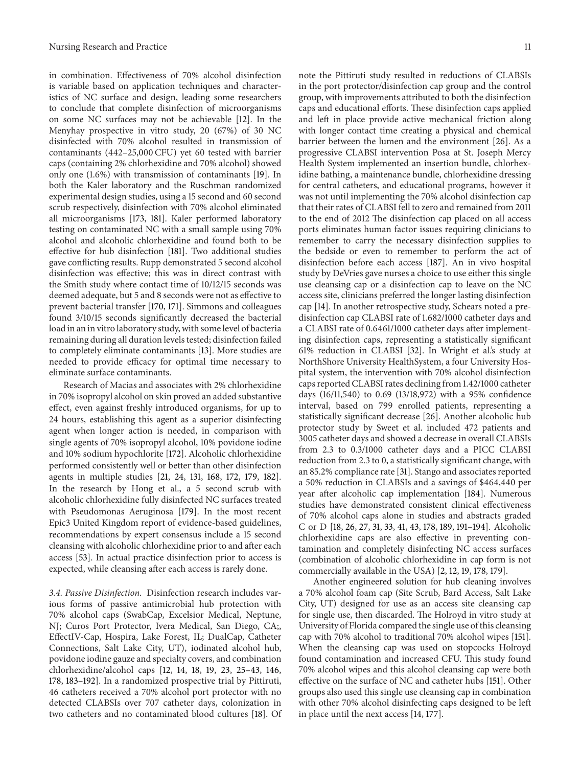in combination. Effectiveness of 70% alcohol disinfection is variable based on application techniques and characteristics of NC surface and design, leading some researchers to conclude that complete disinfection of microorganisms on some NC surfaces may not be achievable [12]. In the Menyhay prospective in vitro study, 20 (67%) of 30 NC disinfected with 70% alcohol resulted in transmission of contaminants (442–25,000 CFU) yet 60 tested with barrier caps (containing 2% chlorhexidine and 70% alcohol) showed only one (1.6%) with transmission of contaminants [19]. In both the Kaler laboratory and the Ruschman randomized experimental design studies, using a 15 second and 60 second scrub respectively, disinfection with 70% alcohol eliminated all microorganisms [173, 181]. Kaler performed laboratory testing on contaminated NC with a small sample using 70% alcohol and alcoholic chlorhexidine and found both to be effective for hub disinfection [181]. Two additional studies gave conflicting results. Rupp demonstrated 5 second alcohol disinfection was effective; this was in direct contrast with the Smith study where contact time of 10/12/15 seconds was deemed adequate, but 5 and 8 seconds were not as effective to prevent bacterial transfer [170, 171]. Simmons and colleagues found 3/10/15 seconds significantly decreased the bacterial load in an in vitro laboratory study, with some level of bacteria remaining during all duration levels tested; disinfection failed to completely eliminate contaminants [13]. More studies are needed to provide efficacy for optimal time necessary to eliminate surface contaminants.

Research of Macias and associates with 2% chlorhexidine in 70% isopropyl alcohol on skin proved an added substantive effect, even against freshly introduced organisms, for up to 24 hours, establishing this agent as a superior disinfecting agent when longer action is needed, in comparison with single agents of 70% isopropyl alcohol, 10% povidone iodine and 10% sodium hypochlorite [172]. Alcoholic chlorhexidine performed consistently well or better than other disinfection agents in multiple studies [21, 24, 131, 168, 172, 179, 182]. In the research by Hong et al., a 5 second scrub with alcoholic chlorhexidine fully disinfected NC surfaces treated with Pseudomonas Aeruginosa [179]. In the most recent Epic3 United Kingdom report of evidence-based guidelines, recommendations by expert consensus include a 15 second cleansing with alcoholic chlorhexidine prior to and after each access [53]. In actual practice disinfection prior to access is expected, while cleansing after each access is rarely done.

*3.4. Passive Disinfection.* Disinfection research includes various forms of passive antimicrobial hub protection with 70% alcohol caps (SwabCap, Excelsior Medical, Neptune, NJ; Curos Port Protector, Ivera Medical, San Diego, CA;, EffectIV-Cap, Hospira, Lake Forest, IL; DualCap, Catheter Connections, Salt Lake City, UT), iodinated alcohol hub, povidone iodine gauze and specialty covers, and combination chlorhexidine/alcohol caps [12, 14, 18, 19, 23, 25–43, 146, 178, 183–192]. In a randomized prospective trial by Pittiruti, 46 catheters received a 70% alcohol port protector with no detected CLABSIs over 707 catheter days, colonization in two catheters and no contaminated blood cultures [18]. Of note the Pittiruti study resulted in reductions of CLABSIs in the port protector/disinfection cap group and the control group, with improvements attributed to both the disinfection caps and educational efforts. These disinfection caps applied and left in place provide active mechanical friction along with longer contact time creating a physical and chemical barrier between the lumen and the environment [26]. As a progressive CLABSI intervention Posa at St. Joseph Mercy Health System implemented an insertion bundle, chlorhexidine bathing, a maintenance bundle, chlorhexidine dressing for central catheters, and educational programs, however it was not until implementing the 70% alcohol disinfection cap that their rates of CLABSI fell to zero and remained from 2011 to the end of 2012 The disinfection cap placed on all access ports eliminates human factor issues requiring clinicians to remember to carry the necessary disinfection supplies to the bedside or even to remember to perform the act of disinfection before each access [187]. An in vivo hospital study by DeVries gave nurses a choice to use either this single use cleansing cap or a disinfection cap to leave on the NC access site, clinicians preferred the longer lasting disinfection cap [14]. In another retrospective study, Schears noted a pre-disinfection cap CLABSI rate of 1.682/1000 catheter days and a CLABSI rate of 0.6461/1000 catheter days after implementing disinfection caps, representing a statistically significant 61% reduction in CLABSI [32]. In Wright et al.'s study at NorthShore University HealthSystem, a four University Hospital system, the intervention with 70% alcohol disinfection caps reported CLABSI rates declining from 1.42/1000 catheter days (16/11,540) to 0.69 (13/18,972) with a 95% confidence interval, based on 799 enrolled patients, representing a statistically significant decrease [26]. Another alcoholic hub protector study by Sweet et al. included 472 patients and 3005 catheter days and showed a decrease in overall CLABSIs from 2.3 to 0.3/1000 catheter days and a PICC CLABSI reduction from 2.3 to 0, a statistically significant change, with an 85.2% compliance rate [31]. Stango and associates reported a 50% reduction in CLABSIs and a savings of $464,440 per year after alcoholic cap implementation [184]. Numerous studies have demonstrated consistent clinical effectiveness of 70% alcohol caps alone in studies and abstracts graded C or D [18, 26, 27, 31, 33, 41, 43, 178, 189, 191–194]. Alcoholic chlorhexidine caps are also effective in preventing contamination and completely disinfecting NC access surfaces (combination of alcoholic chlorhexidine in cap form is not commercially available in the USA) [2, 12, 19, 178, 179].

Another engineered solution for hub cleaning involves a 70% alcohol foam cap (Site Scrub, Bard Access, Salt Lake City, UT) designed for use as an access site cleansing cap for single use, then discarded. The Holroyd in vitro study at University of Florida compared the single use of this cleansing cap with 70% alcohol to traditional 70% alcohol wipes [151]. When the cleansing cap was used on stopcocks Holroyd found contamination and increased CFU. This study found 70% alcohol wipes and this alcohol cleansing cap were both effective on the surface of NC and catheter hubs [151]. Other groups also used this single use cleansing cap in combination with other 70% alcohol disinfecting caps designed to be left in place until the next access [14, 177].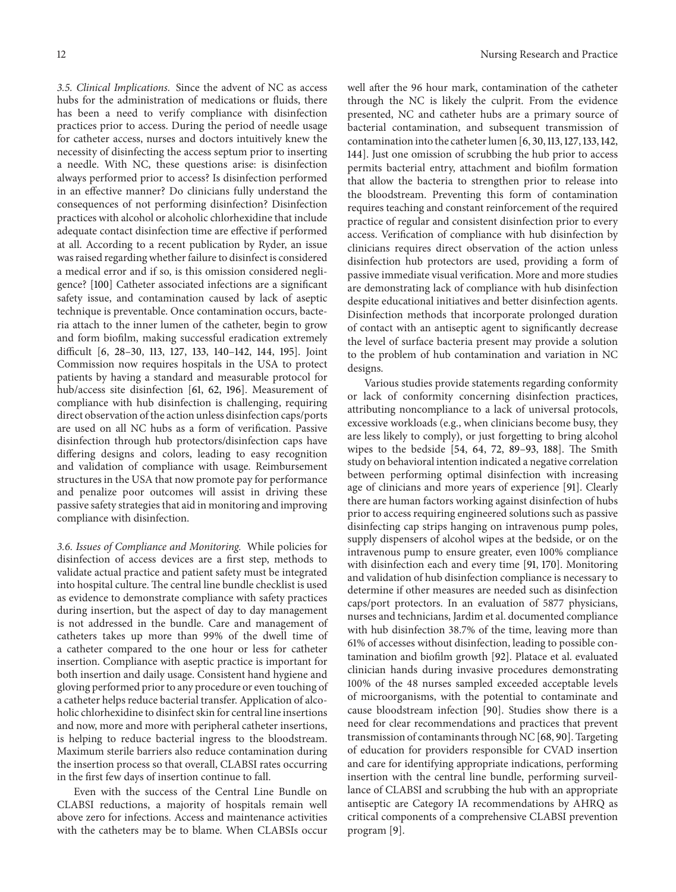*3.5. Clinical Implications.* Since the advent of NC as access hubs for the administration of medications or fluids, there has been a need to verify compliance with disinfection practices prior to access. During the period of needle usage for catheter access, nurses and doctors intuitively knew the necessity of disinfecting the access septum prior to inserting a needle. With NC, these questions arise: is disinfection always performed prior to access? Is disinfection performed in an effective manner? Do clinicians fully understand the consequences of not performing disinfection? Disinfection practices with alcohol or alcoholic chlorhexidine that include adequate contact disinfection time are effective if performed at all. According to a recent publication by Ryder, an issue was raised regarding whether failure to disinfect is considered a medical error and if so, is this omission considered negligence? [100] Catheter associated infections are a significant safety issue, and contamination caused by lack of aseptic technique is preventable. Once contamination occurs, bacteria attach to the inner lumen of the catheter, begin to grow and form biofilm, making successful eradication extremely difficult [6, 28–30, 113, 127, 133, 140–142, 144, 195]. Joint Commission now requires hospitals in the USA to protect patients by having a standard and measurable protocol for hub/access site disinfection [61, 62, 196]. Measurement of compliance with hub disinfection is challenging, requiring direct observation of the action unless disinfection caps/ports are used on all NC hubs as a form of verification. Passive disinfection through hub protectors/disinfection caps have differing designs and colors, leading to easy recognition and validation of compliance with usage. Reimbursement structures in the USA that now promote pay for performance and penalize poor outcomes will assist in driving these passive safety strategies that aid in monitoring and improving compliance with disinfection.

*3.6. Issues of Compliance and Monitoring.* While policies for disinfection of access devices are a first step, methods to validate actual practice and patient safety must be integrated into hospital culture. The central line bundle checklist is used as evidence to demonstrate compliance with safety practices during insertion, but the aspect of day to day management is not addressed in the bundle. Care and management of catheters takes up more than 99% of the dwell time of a catheter compared to the one hour or less for catheter insertion. Compliance with aseptic practice is important for both insertion and daily usage. Consistent hand hygiene and gloving performed prior to any procedure or even touching of a catheter helps reduce bacterial transfer. Application of alcoholic chlorhexidine to disinfect skin for central line insertions and now, more and more with peripheral catheter insertions, is helping to reduce bacterial ingress to the bloodstream. Maximum sterile barriers also reduce contamination during the insertion process so that overall, CLABSI rates occurring in the first few days of insertion continue to fall.

Even with the success of the Central Line Bundle on CLABSI reductions, a majority of hospitals remain well above zero for infections. Access and maintenance activities with the catheters may be to blame. When CLABSIs occur well after the 96 hour mark, contamination of the catheter through the NC is likely the culprit. From the evidence presented, NC and catheter hubs are a primary source of bacterial contamination, and subsequent transmission of contamination into the catheter lumen [6, 30, 113, 127, 133, 142, 144]. Just one omission of scrubbing the hub prior to access permits bacterial entry, attachment and biofilm formation that allow the bacteria to strengthen prior to release into the bloodstream. Preventing this form of contamination requires teaching and constant reinforcement of the required practice of regular and consistent disinfection prior to every access. Verification of compliance with hub disinfection by clinicians requires direct observation of the action unless disinfection hub protectors are used, providing a form of passive immediate visual verification. More and more studies are demonstrating lack of compliance with hub disinfection despite educational initiatives and better disinfection agents. Disinfection methods that incorporate prolonged duration of contact with an antiseptic agent to significantly decrease the level of surface bacteria present may provide a solution to the problem of hub contamination and variation in NC designs.

Various studies provide statements regarding conformity or lack of conformity concerning disinfection practices, attributing noncompliance to a lack of universal protocols, excessive workloads (e.g., when clinicians become busy, they are less likely to comply), or just forgetting to bring alcohol wipes to the bedside [54, 64, 72, 89–93, 188]. The Smith study on behavioral intention indicated a negative correlation between performing optimal disinfection with increasing age of clinicians and more years of experience [91]. Clearly there are human factors working against disinfection of hubs prior to access requiring engineered solutions such as passive disinfecting cap strips hanging on intravenous pump poles, supply dispensers of alcohol wipes at the bedside, or on the intravenous pump to ensure greater, even 100% compliance with disinfection each and every time [91, 170]. Monitoring and validation of hub disinfection compliance is necessary to determine if other measures are needed such as disinfection caps/port protectors. In an evaluation of 5877 physicians, nurses and technicians, Jardim et al. documented compliance with hub disinfection 38.7% of the time, leaving more than 61% of accesses without disinfection, leading to possible contamination and biofilm growth [92]. Platace et al. evaluated clinician hands during invasive procedures demonstrating 100% of the 48 nurses sampled exceeded acceptable levels of microorganisms, with the potential to contaminate and cause bloodstream infection [90]. Studies show there is a need for clear recommendations and practices that prevent transmission of contaminants through NC [68, 90]. Targeting of education for providers responsible for CVAD insertion and care for identifying appropriate indications, performing insertion with the central line bundle, performing surveillance of CLABSI and scrubbing the hub with an appropriate antiseptic are Category IA recommendations by AHRQ as critical components of a comprehensive CLABSI prevention program [9].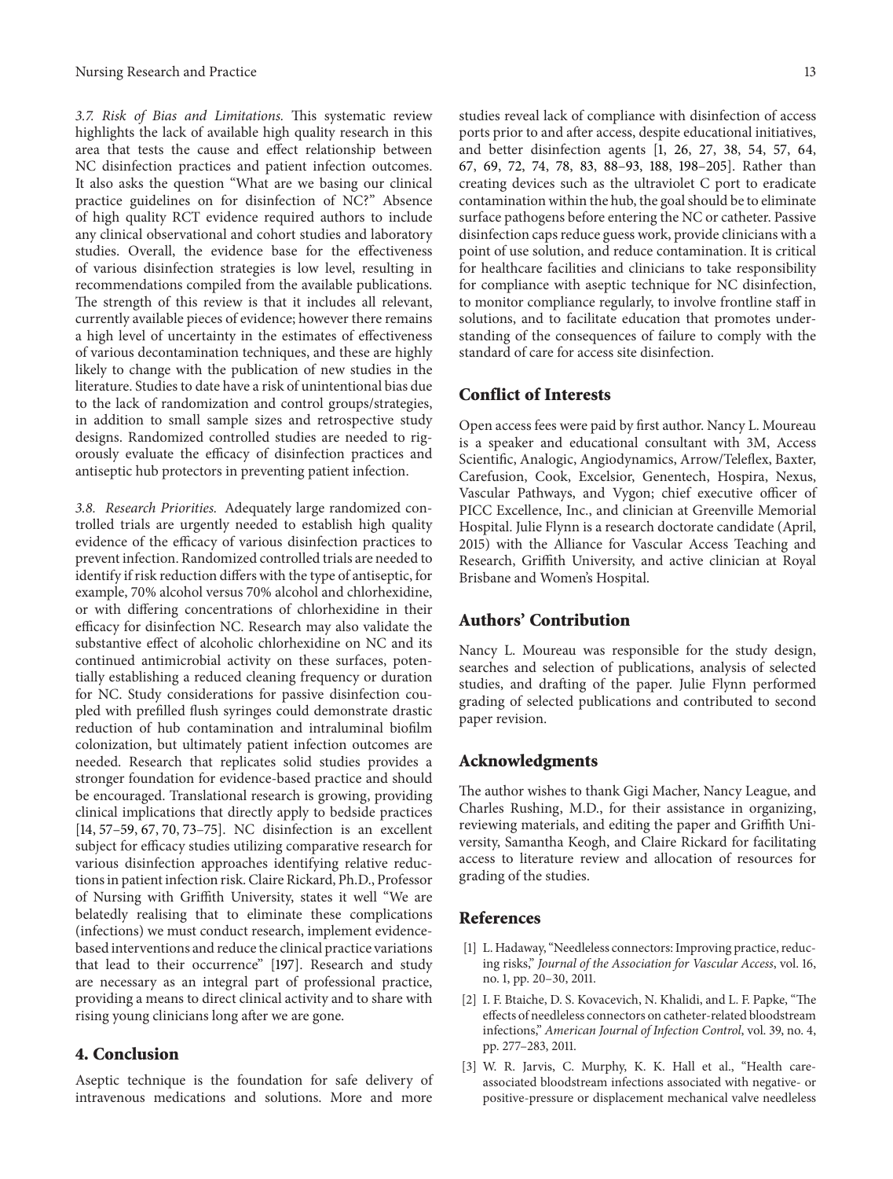*3.7. Risk of Bias and Limitations.* This systematic review highlights the lack of available high quality research in this area that tests the cause and effect relationship between NC disinfection practices and patient infection outcomes. It also asks the question "What are we basing our clinical practice guidelines on for disinfection of NC?" Absence of high quality RCT evidence required authors to include any clinical observational and cohort studies and laboratory studies. Overall, the evidence base for the effectiveness of various disinfection strategies is low level, resulting in recommendations compiled from the available publications. The strength of this review is that it includes all relevant, currently available pieces of evidence; however there remains a high level of uncertainty in the estimates of effectiveness of various decontamination techniques, and these are highly likely to change with the publication of new studies in the literature. Studies to date have a risk of unintentional bias due to the lack of randomization and control groups/strategies, in addition to small sample sizes and retrospective study designs. Randomized controlled studies are needed to rigorously evaluate the efficacy of disinfection practices and antiseptic hub protectors in preventing patient infection.

*3.8. Research Priorities.* Adequately large randomized controlled trials are urgently needed to establish high quality evidence of the efficacy of various disinfection practices to prevent infection. Randomized controlled trials are needed to identify if risk reduction differs with the type of antiseptic, for example, 70% alcohol versus 70% alcohol and chlorhexidine, or with differing concentrations of chlorhexidine in their efficacy for disinfection NC. Research may also validate the substantive effect of alcoholic chlorhexidine on NC and its continued antimicrobial activity on these surfaces, potentially establishing a reduced cleaning frequency or duration for NC. Study considerations for passive disinfection coupled with prefilled flush syringes could demonstrate drastic reduction of hub contamination and intraluminal biofilm colonization, but ultimately patient infection outcomes are needed. Research that replicates solid studies provides a stronger foundation for evidence-based practice and should be encouraged. Translational research is growing, providing clinical implications that directly apply to bedside practices [14, 57–59, 67, 70, 73–75]. NC disinfection is an excellent subject for efficacy studies utilizing comparative research for various disinfection approaches identifying relative reductions in patient infection risk. Claire Rickard, Ph.D., Professor of Nursing with Griffith University, states it well "We are belatedly realising that to eliminate these complications (infections) we must conduct research, implement evidence-based interventions and reduce the clinical practice variations that lead to their occurrence" [197]. Research and study are necessary as an integral part of professional practice, providing a means to direct clinical activity and to share with rising young clinicians long after we are gone.

## 4. Conclusion

Aseptic technique is the foundation for safe delivery of intravenous medications and solutions. More and more studies reveal lack of compliance with disinfection of access ports prior to and after access, despite educational initiatives, and better disinfection agents [1, 26, 27, 38, 54, 57, 64, 67, 69, 72, 74, 78, 83, 88–93, 188, 198–205]. Rather than creating devices such as the ultraviolet C port to eradicate contamination within the hub, the goal should be to eliminate surface pathogens before entering the NC or catheter. Passive disinfection caps reduce guess work, provide clinicians with a point of use solution, and reduce contamination. It is critical for healthcare facilities and clinicians to take responsibility for compliance with aseptic technique for NC disinfection, to monitor compliance regularly, to involve frontline staff in solutions, and to facilitate education that promotes understanding of the consequences of failure to comply with the standard of care for access site disinfection.

## Conflict of Interests

Open access fees were paid by first author. Nancy L. Moureau is a speaker and educational consultant with 3M, Access Scientific, Analogic, Angiodynamics, Arrow/Teleflex, Baxter, Carefusion, Cook, Excelsior, Genentech, Hospira, Nexus, Vascular Pathways, and Vygon; chief executive officer of PICC Excellence, Inc., and clinician at Greenville Memorial Hospital. Julie Flynn is a research doctorate candidate (April, 2015) with the Alliance for Vascular Access Teaching and Research, Griffith University, and active clinician at Royal Brisbane and Women's Hospital.

## Authors' Contribution

Nancy L. Moureau was responsible for the study design, searches and selection of publications, analysis of selected studies, and drafting of the paper. Julie Flynn performed grading of selected publications and contributed to second paper revision.

## Acknowledgments

The author wishes to thank Gigi Macher, Nancy League, and Charles Rushing, M.D., for their assistance in organizing, reviewing materials, and editing the paper and Griffith University, Samantha Keogh, and Claire Rickard for facilitating access to literature review and allocation of resources for grading of the studies.

## References

[1] L. Hadaway, "Needleless connectors: Improving practice, reducing risks," *Journal of the Association for Vascular Access*, vol. 16, no. 1, pp. 20–30, 2011.

[2] I. F. Btaiche, D. S. Kovacevich, N. Khalidi, and L. F. Papke, "The effects of needleless connectors on catheter-related bloodstream infections," *American Journal of Infection Control*, vol. 39, no. 4, pp. 277–283, 2011.

[3] W. R. Jarvis, C. Murphy, K. K. Hall et al., "Health care-associated bloodstream infections associated with negative- or positive-pressure or displacement mechanical valve needleless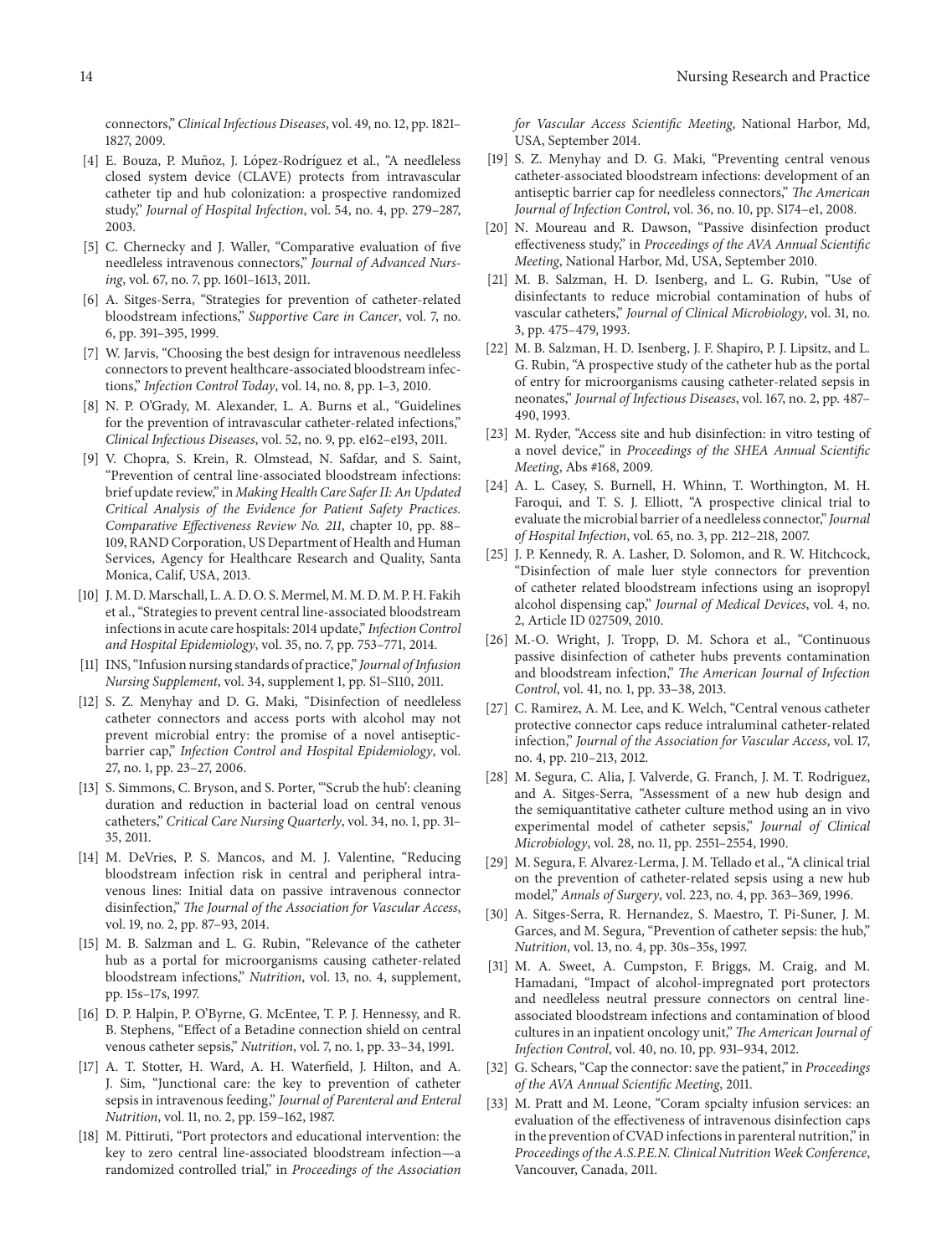connectors," *Clinical Infectious Diseases*, vol. 49, no. 12, pp. 1821–1827, 2009.

[4] E. Bouza, P. Muñoz, J. López-Rodríguez et al., "A needleless closed system device (CLAVE) protects from intravascular catheter tip and hub colonization: a prospective randomized study," *Journal of Hospital Infection*, vol. 54, no. 4, pp. 279–287, 2003.

[5] C. Chernecky and J. Waller, "Comparative evaluation of five needleless intravenous connectors," *Journal of Advanced Nursing*, vol. 67, no. 7, pp. 1601–1613, 2011.

[6] A. Sitges-Serra, "Strategies for prevention of catheter-related bloodstream infections," *Supportive Care in Cancer*, vol. 7, no. 6, pp. 391–395, 1999.

[7] W. Jarvis, "Choosing the best design for intravenous needleless connectors to prevent healthcare-associated bloodstream infections," *Infection Control Today*, vol. 14, no. 8, pp. 1–3, 2010.

[8] N. P. O'Grady, M. Alexander, L. A. Burns et al., "Guidelines for the prevention of intravascular catheter-related infections," *Clinical Infectious Diseases*, vol. 52, no. 9, pp. e162–e193, 2011.

[9] V. Chopra, S. Krein, R. Olmstead, N. Safdar, and S. Saint, "Prevention of central line-associated bloodstream infections: brief update review," in *Making Health Care Safer II: An Updated Critical Analysis of the Evidence for Patient Safety Practices. Comparative Effectiveness Review No. 211*, chapter 10, pp. 88–109, RAND Corporation, US Department of Health and Human Services, Agency for Healthcare Research and Quality, Santa Monica, Calif, USA, 2013.

[10] J. M. D. Marschall, L. A. D. O. S. Mermel, M. M. D. M. P. H. Fakih et al., "Strategies to prevent central line-associated bloodstream infections in acute care hospitals: 2014 update," *Infection Control and Hospital Epidemiology*, vol. 35, no. 7, pp. 753–771, 2014.

[11] INS, "Infusion nursing standards of practice," *Journal of Infusion Nursing Supplement*, vol. 34, supplement 1, pp. S1–S110, 2011.

[12] S. Z. Menyhay and D. G. Maki, "Disinfection of needleless catheter connectors and access ports with alcohol may not prevent microbial entry: the promise of a novel antiseptic-barrier cap," *Infection Control and Hospital Epidemiology*, vol. 27, no. 1, pp. 23–27, 2006.

[13] S. Simmons, C. Bryson, and S. Porter, "'Scrub the hub': cleaning duration and reduction in bacterial load on central venous catheters," *Critical Care Nursing Quarterly*, vol. 34, no. 1, pp. 31–35, 2011.

[14] M. DeVries, P. S. Mancos, and M. J. Valentine, "Reducing bloodstream infection risk in central and peripheral intravenous lines: Initial data on passive intravenous connector disinfection," *The Journal of the Association for Vascular Access*, vol. 19, no. 2, pp. 87–93, 2014.

[15] M. B. Salzman and L. G. Rubin, "Relevance of the catheter hub as a portal for microorganisms causing catheter-related bloodstream infections," *Nutrition*, vol. 13, no. 4, supplement, pp. 15s–17s, 1997.

[16] D. P. Halpin, P. O'Byrne, G. McEntee, T. P. J. Hennessy, and R. B. Stephens, "Effect of a Betadine connection shield on central venous catheter sepsis," *Nutrition*, vol. 7, no. 1, pp. 33–34, 1991.

[17] A. T. Stotter, H. Ward, A. H. Waterfield, J. Hilton, and A. J. Sim, "Junctional care: the key to prevention of catheter sepsis in intravenous feeding," *Journal of Parenteral and Enteral Nutrition*, vol. 11, no. 2, pp. 159–162, 1987.

[18] M. Pittiruti, "Port protectors and educational intervention: the key to zero central line-associated bloodstream infection—a randomized controlled trial," in *Proceedings of the Association for Vascular Access Scientific Meeting*, National Harbor, Md, USA, September 2014.

[19] S. Z. Menyhay and D. G. Maki, "Preventing central venous catheter-associated bloodstream infections: development of an antiseptic barrier cap for needleless connectors," *The American Journal of Infection Control*, vol. 36, no. 10, pp. S174–e1, 2008.

[20] N. Moureau and R. Dawson, "Passive disinfection product effectiveness study," in *Proceedings of the AVA Annual Scientific Meeting*, National Harbor, Md, USA, September 2010.

[21] M. B. Salzman, H. D. Isenberg, and L. G. Rubin, "Use of disinfectants to reduce microbial contamination of hubs of vascular catheters," *Journal of Clinical Microbiology*, vol. 31, no. 3, pp. 475–479, 1993.

[22] M. B. Salzman, H. D. Isenberg, J. F. Shapiro, P. J. Lipsitz, and L. G. Rubin, "A prospective study of the catheter hub as the portal of entry for microorganisms causing catheter-related sepsis in neonates," *Journal of Infectious Diseases*, vol. 167, no. 2, pp. 487–490, 1993.

[23] M. Ryder, "Access site and hub disinfection: in vitro testing of a novel device," in *Proceedings of the SHEA Annual Scientific Meeting*, Abs #168, 2009.

[24] A. L. Casey, S. Burnell, H. Whinn, T. Worthington, M. H. Faroqui, and T. S. J. Elliott, "A prospective clinical trial to evaluate the microbial barrier of a needleless connector," *Journal of Hospital Infection*, vol. 65, no. 3, pp. 212–218, 2007.

[25] J. P. Kennedy, R. A. Lasher, D. Solomon, and R. W. Hitchcock, "Disinfection of male luer style connectors for prevention of catheter related bloodstream infections using an isopropyl alcohol dispensing cap," *Journal of Medical Devices*, vol. 4, no. 2, Article ID 027509, 2010.

[26] M.-O. Wright, J. Tropp, D. M. Schora et al., "Continuous passive disinfection of catheter hubs prevents contamination and bloodstream infection," *The American Journal of Infection Control*, vol. 41, no. 1, pp. 33–38, 2013.

[27] C. Ramirez, A. M. Lee, and K. Welch, "Central venous catheter protective connector caps reduce intraluminal catheter-related infection," *Journal of the Association for Vascular Access*, vol. 17, no. 4, pp. 210–213, 2012.

[28] M. Segura, C. Alia, J. Valverde, G. Franch, J. M. T. Rodriguez, and A. Sitges-Serra, "Assessment of a new hub design and the semiquantitative catheter culture method using an in vivo experimental model of catheter sepsis," *Journal of Clinical Microbiology*, vol. 28, no. 11, pp. 2551–2554, 1990.

[29] M. Segura, F. Alvarez-Lerma, J. M. Tellado et al., "A clinical trial on the prevention of catheter-related sepsis using a new hub model," *Annals of Surgery*, vol. 223, no. 4, pp. 363–369, 1996.

[30] A. Sitges-Serra, R. Hernandez, S. Maestro, T. Pi-Suner, J. M. Garces, and M. Segura, "Prevention of catheter sepsis: the hub," *Nutrition*, vol. 13, no. 4, pp. 30s–35s, 1997.

[31] M. A. Sweet, A. Cumpston, F. Briggs, M. Craig, and M. Hamadani, "Impact of alcohol-impregnated port protectors and needleless neutral pressure connectors on central line-associated bloodstream infections and contamination of blood cultures in an inpatient oncology unit," *The American Journal of Infection Control*, vol. 40, no. 10, pp. 931–934, 2012.

[32] G. Schears, "Cap the connector: save the patient," in *Proceedings of the AVA Annual Scientific Meeting*, 2011.

[33] M. Pratt and M. Leone, "Coram spcialty infusion services: an evaluation of the effectiveness of intravenous disinfection caps in the prevention of CVAD infections in parenteral nutrition," in *Proceedings of the A.S.P.E.N. Clinical Nutrition Week Conference*, Vancouver, Canada, 2011.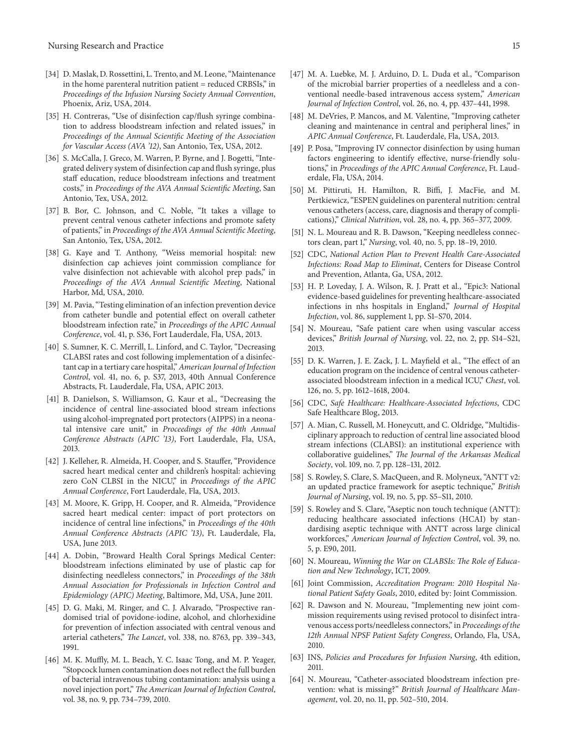[34] D. Maslak, D. Rossettini, L. Trento, and M. Leone, "Maintenance in the home parenteral nutrition patient = reduced CRBSIs," in *Proceedings of the Infusion Nursing Society Annual Convention*, Phoenix, Ariz, USA, 2014.

[35] H. Contreras, "Use of disinfection cap/flush syringe combination to address bloodstream infection and related issues," in *Proceedings of the Annual Scientific Meeting of the Association for Vascular Access (AVA '12)*, San Antonio, Tex, USA, 2012.

[36] S. McCalla, J. Greco, M. Warren, P. Byrne, and J. Bogetti, "Integrated delivery system of disinfection cap and flush syringe, plus staff education, reduce bloodstream infections and treatment costs," in *Proceedings of the AVA Annual Scientific Meeting*, San Antonio, Tex, USA, 2012.

[37] B. Bor, C. Johnson, and C. Noble, "It takes a village to prevent central venous catheter infections and promote safety of patients," in *Proceedings of the AVA Annual Scientific Meeting*, San Antonio, Tex, USA, 2012.

[38] G. Kaye and T. Anthony, "Weiss memorial hospital: new disinfection cap achieves joint commission compliance for valve disinfection not achievable with alcohol prep pads," in *Proceedings of the AVA Annual Scientific Meeting*, National Harbor, Md, USA, 2010.

[39] M. Pavia, "Testing elimination of an infection prevention device from catheter bundle and potential effect on overall catheter bloodstream infection rate," in *Proceedings of the APIC Annual Conference*, vol. 41, p. S36, Fort Lauderdale, Fla, USA, 2013.

[40] S. Sumner, K. C. Merrill, L. Linford, and C. Taylor, "Decreasing CLABSI rates and cost following implementation of a disinfectant cap in a tertiary care hospital," *American Journal of Infection Control*, vol. 41, no. 6, p. S37, 2013, 40th Annual Conference Abstracts, Ft. Lauderdale, Fla, USA, APIC 2013.

[41] B. Danielson, S. Williamson, G. Kaur et al., "Decreasing the incidence of central line-associated blood stream infections using alcohol-impregnated port protectors (AIPPS) in a neonatal intensive care unit," in *Proceedings of the 40th Annual Conference Abstracts (APIC '13)*, Fort Lauderdale, Fla, USA, 2013.

[42] J. Kelleher, R. Almeida, H. Cooper, and S. Stauffer, "Providence sacred heart medical center and children's hospital: achieving zero CoN CLBSI in the NICU," in *Proceedings of the APIC Annual Conference*, Fort Lauderdale, Fla, USA, 2013.

[43] M. Moore, K. Gripp, H. Cooper, and R. Almeida, "Providence sacred heart medical center: impact of port protectors on incidence of central line infections," in *Proceedings of the 40th Annual Conference Abstracts (APIC '13)*, Ft. Lauderdale, Fla, USA, June 2013.

[44] A. Dobin, "Broward Health Coral Springs Medical Center: bloodstream infections eliminated by use of plastic cap for disinfecting needleless connectors," in *Proceedings of the 38th Annual Association for Professionals in Infection Control and Epidemiology (APIC) Meeting*, Baltimore, Md, USA, June 2011.

[45] D. G. Maki, M. Ringer, and C. J. Alvarado, "Prospective randomised trial of povidone-iodine, alcohol, and chlorhexidine for prevention of infection associated with central venous and arterial catheters," *The Lancet*, vol. 338, no. 8763, pp. 339–343, 1991.

[46] M. K. Muffly, M. L. Beach, Y. C. Isaac Tong, and M. P. Yeager, "Stopcock lumen contamination does not reflect the full burden of bacterial intravenous tubing contamination: analysis using a novel injection port," *The American Journal of Infection Control*, vol. 38, no. 9, pp. 734–739, 2010.

[47] M. A. Luebke, M. J. Arduino, D. L. Duda et al., "Comparison of the microbial barrier properties of a needleless and a conventional needle-based intravenous access system," *American Journal of Infection Control*, vol. 26, no. 4, pp. 437–441, 1998.

[48] M. DeVries, P. Mancos, and M. Valentine, "Improving catheter cleaning and maintenance in central and peripheral lines," in *APIC Annual Conference*, Ft. Lauderdale, Fla, USA, 2013.

[49] P. Posa, "Improving IV connector disinfection by using human factors engineering to identify effective, nurse-friendly solutions," in *Proceedings of the APIC Annual Conference*, Ft. Lauderdale, Fla, USA, 2014.

[50] M. Pittiruti, H. Hamilton, R. Biffi, J. MacFie, and M. Pertkiewicz, "ESPEN guidelines on parenteral nutrition: central venous catheters (access, care, diagnosis and therapy of complications)," *Clinical Nutrition*, vol. 28, no. 4, pp. 365–377, 2009.

[51] N. L. Moureau and R. B. Dawson, "Keeping needleless connectors clean, part 1," *Nursing*, vol. 40, no. 5, pp. 18–19, 2010.

[52] CDC, *National Action Plan to Prevent Health Care-Associated Infections: Road Map to Eliminat*, Centers for Disease Control and Prevention, Atlanta, Ga, USA, 2012.

[53] H. P. Loveday, J. A. Wilson, R. J. Pratt et al., "Epic3: National evidence-based guidelines for preventing healthcare-associated infections in nhs hospitals in England," *Journal of Hospital Infection*, vol. 86, supplement 1, pp. S1–S70, 2014.

[54] N. Moureau, "Safe patient care when using vascular access devices," *British Journal of Nursing*, vol. 22, no. 2, pp. S14–S21, 2013.

[55] D. K. Warren, J. E. Zack, J. L. Mayfield et al., "The effect of an education program on the incidence of central venous catheter-associated bloodstream infection in a medical ICU," *Chest*, vol. 126, no. 5, pp. 1612–1618, 2004.

[56] CDC, *Safe Healthcare: Healthcare-Associated Infections*, CDC Safe Healthcare Blog, 2013.

[57] A. Mian, C. Russell, M. Honeycutt, and C. Oldridge, "Multidisciplinary approach to reduction of central line associated blood stream infections (CLABSI): an institutional experience with collaborative guidelines," *The Journal of the Arkansas Medical Society*, vol. 109, no. 7, pp. 128–131, 2012.

[58] S. Rowley, S. Clare, S. MacQueen, and R. Molyneux, "ANTT v2: an updated practice framework for aseptic technique," *British Journal of Nursing*, vol. 19, no. 5, pp. S5–S11, 2010.

[59] S. Rowley and S. Clare, "Aseptic non touch technique (ANTT): reducing healthcare associated infections (HCAI) by standardising aseptic technique with ANTT across large clinical workforces," *American Journal of Infection Control*, vol. 39, no. 5, p. E90, 2011.

[60] N. Moureau, *Winning the War on CLABSIs: The Role of Education and New Technology*, ICT, 2009.

[61] Joint Commission, *Accreditation Program: 2010 Hospital National Patient Safety Goals*, 2010, edited by: Joint Commission.

[62] R. Dawson and N. Moureau, "Implementing new joint commission requirements using revised protocol to disinfect intravenous access ports/needleless connectors," in *Proceedings of the 12th Annual NPSF Patient Safety Congress*, Orlando, Fla, USA, 2010.

[63] INS, *Policies and Procedures for Infusion Nursing*, 4th edition, 2011.

[64] N. Moureau, "Catheter-associated bloodstream infection prevention: what is missing?" *British Journal of Healthcare Management*, vol. 20, no. 11, pp. 502–510, 2014.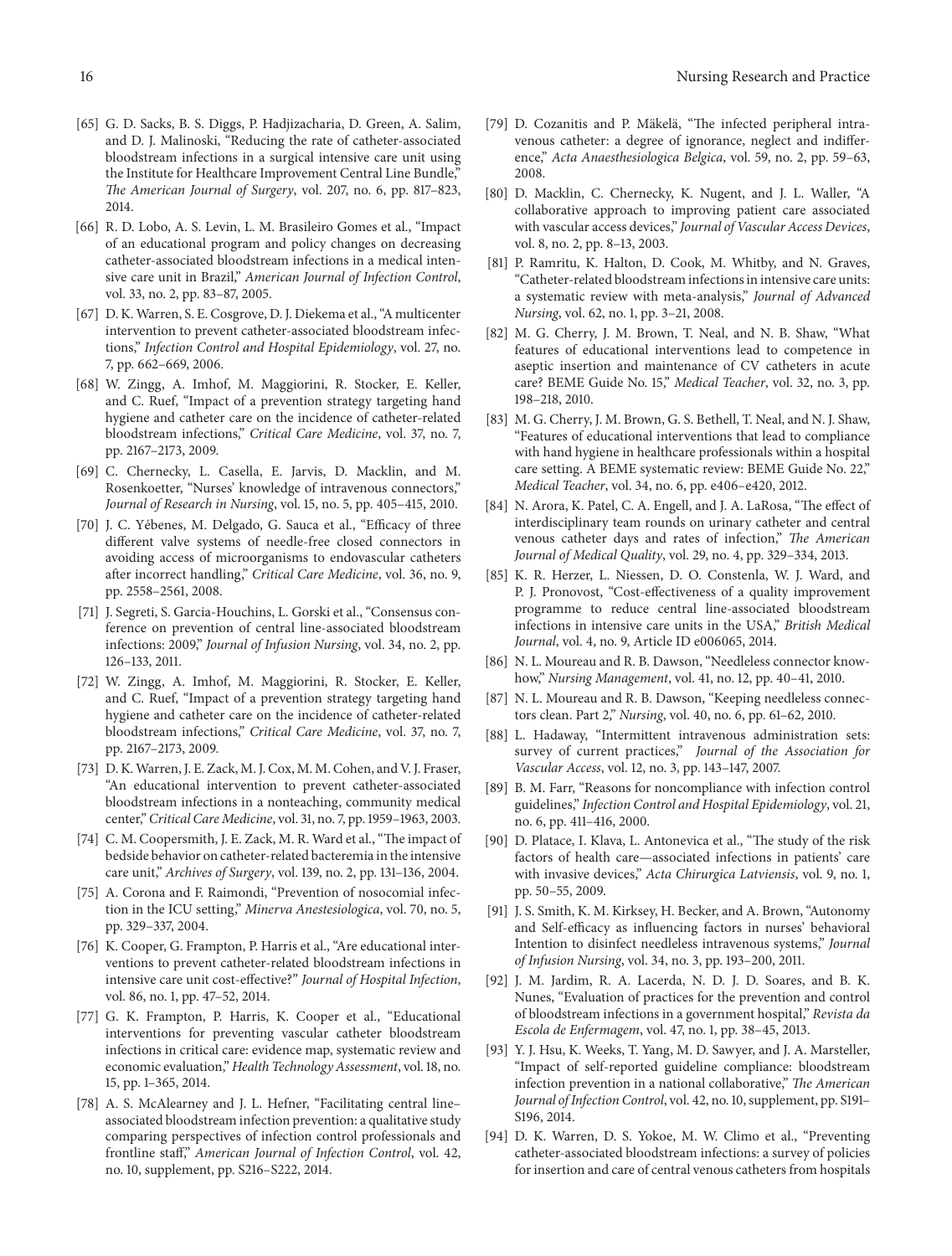[65] G. D. Sacks, B. S. Diggs, P. Hadjizacharia, D. Green, A. Salim, and D. J. Malinoski, "Reducing the rate of catheter-associated bloodstream infections in a surgical intensive care unit using the Institute for Healthcare Improvement Central Line Bundle," *The American Journal of Surgery*, vol. 207, no. 6, pp. 817–823, 2014.

[66] R. D. Lobo, A. S. Levin, L. M. Brasileiro Gomes et al., "Impact of an educational program and policy changes on decreasing catheter-associated bloodstream infections in a medical intensive care unit in Brazil," *American Journal of Infection Control*, vol. 33, no. 2, pp. 83–87, 2005.

[67] D. K. Warren, S. E. Cosgrove, D. J. Diekema et al., "A multicenter intervention to prevent catheter-associated bloodstream infections," *Infection Control and Hospital Epidemiology*, vol. 27, no. 7, pp. 662–669, 2006.

[68] W. Zingg, A. Imhof, M. Maggiorini, R. Stocker, E. Keller, and C. Ruef, "Impact of a prevention strategy targeting hand hygiene and catheter care on the incidence of catheter-related bloodstream infections," *Critical Care Medicine*, vol. 37, no. 7, pp. 2167–2173, 2009.

[69] C. Chernecky, L. Casella, E. Jarvis, D. Macklin, and M. Rosenkoetter, "Nurses' knowledge of intravenous connectors," *Journal of Research in Nursing*, vol. 15, no. 5, pp. 405–415, 2010.

[70] J. C. Yébenes, M. Delgado, G. Sauca et al., "Efficacy of three different valve systems of needle-free closed connectors in avoiding access of microorganisms to endovascular catheters after incorrect handling," *Critical Care Medicine*, vol. 36, no. 9, pp. 2558–2561, 2008.

[71] J. Segreti, S. Garcia-Houchins, L. Gorski et al., "Consensus conference on prevention of central line-associated bloodstream infections: 2009," *Journal of Infusion Nursing*, vol. 34, no. 2, pp. 126–133, 2011.

[72] W. Zingg, A. Imhof, M. Maggiorini, R. Stocker, E. Keller, and C. Ruef, "Impact of a prevention strategy targeting hand hygiene and catheter care on the incidence of catheter-related bloodstream infections," *Critical Care Medicine*, vol. 37, no. 7, pp. 2167–2173, 2009.

[73] D. K. Warren, J. E. Zack, M. J. Cox, M. M. Cohen, and V. J. Fraser, "An educational intervention to prevent catheter-associated bloodstream infections in a nonteaching, community medical center," *Critical Care Medicine*, vol. 31, no. 7, pp. 1959–1963, 2003.

[74] C. M. Coopersmith, J. E. Zack, M. R. Ward et al., "The impact of bedside behavior on catheter-related bacteremia in the intensive care unit," *Archives of Surgery*, vol. 139, no. 2, pp. 131–136, 2004.

[75] A. Corona and F. Raimondi, "Prevention of nosocomial infection in the ICU setting," *Minerva Anestesiologica*, vol. 70, no. 5, pp. 329–337, 2004.

[76] K. Cooper, G. Frampton, P. Harris et al., "Are educational interventions to prevent catheter-related bloodstream infections in intensive care unit cost-effective?" *Journal of Hospital Infection*, vol. 86, no. 1, pp. 47–52, 2014.

[77] G. K. Frampton, P. Harris, K. Cooper et al., "Educational interventions for preventing vascular catheter bloodstream infections in critical care: evidence map, systematic review and economic evaluation," *Health Technology Assessment*, vol. 18, no. 15, pp. 1–365, 2014.

[78] A. S. McAlearney and J. L. Hefner, "Facilitating central line–associated bloodstream infection prevention: a qualitative study comparing perspectives of infection control professionals and frontline staff," *American Journal of Infection Control*, vol. 42, no. 10, supplement, pp. S216–S222, 2014.

[79] D. Cozanitis and P. Mäkelä, "The infected peripheral intravenous catheter: a degree of ignorance, neglect and indifference," *Acta Anaesthesiologica Belgica*, vol. 59, no. 2, pp. 59–63, 2008.

[80] D. Macklin, C. Chernecky, K. Nugent, and J. L. Waller, "A collaborative approach to improving patient care associated with vascular access devices," *Journal of Vascular Access Devices*, vol. 8, no. 2, pp. 8–13, 2003.

[81] P. Ramritu, K. Halton, D. Cook, M. Whitby, and N. Graves, "Catheter-related bloodstream infections in intensive care units: a systematic review with meta-analysis," *Journal of Advanced Nursing*, vol. 62, no. 1, pp. 3–21, 2008.

[82] M. G. Cherry, J. M. Brown, T. Neal, and N. B. Shaw, "What features of educational interventions lead to competence in aseptic insertion and maintenance of CV catheters in acute care? BEME Guide No. 15," *Medical Teacher*, vol. 32, no. 3, pp. 198–218, 2010.

[83] M. G. Cherry, J. M. Brown, G. S. Bethell, T. Neal, and N. J. Shaw, "Features of educational interventions that lead to compliance with hand hygiene in healthcare professionals within a hospital care setting. A BEME systematic review: BEME Guide No. 22," *Medical Teacher*, vol. 34, no. 6, pp. e406–e420, 2012.

[84] N. Arora, K. Patel, C. A. Engell, and J. A. LaRosa, "The effect of interdisciplinary team rounds on urinary catheter and central venous catheter days and rates of infection," *The American Journal of Medical Quality*, vol. 29, no. 4, pp. 329–334, 2013.

[85] K. R. Herzer, L. Niessen, D. O. Constenla, W. J. Ward, and P. J. Pronovost, "Cost-effectiveness of a quality improvement programme to reduce central line-associated bloodstream infections in intensive care units in the USA," *British Medical Journal*, vol. 4, no. 9, Article ID e006065, 2014.

[86] N. L. Moureau and R. B. Dawson, "Needleless connector knowhow," *Nursing Management*, vol. 41, no. 12, pp. 40–41, 2010.

[87] N. L. Moureau and R. B. Dawson, "Keeping needleless connectors clean. Part 2," *Nursing*, vol. 40, no. 6, pp. 61–62, 2010.

[88] L. Hadaway, "Intermittent intravenous administration sets: survey of current practices," *Journal of the Association for Vascular Access*, vol. 12, no. 3, pp. 143–147, 2007.

[89] B. M. Farr, "Reasons for noncompliance with infection control guidelines," *Infection Control and Hospital Epidemiology*, vol. 21, no. 6, pp. 411–416, 2000.

[90] D. Platace, I. Klava, L. Antonevica et al., "The study of the risk factors of health care—associated infections in patients' care with invasive devices," *Acta Chirurgica Latviensis*, vol. 9, no. 1, pp. 50–55, 2009.

[91] J. S. Smith, K. M. Kirksey, H. Becker, and A. Brown, "Autonomy and Self-efficacy as influencing factors in nurses' behavioral Intention to disinfect needleless intravenous systems," *Journal of Infusion Nursing*, vol. 34, no. 3, pp. 193–200, 2011.

[92] J. M. Jardim, R. A. Lacerda, N. D. J. D. Soares, and B. K. Nunes, "Evaluation of practices for the prevention and control of bloodstream infections in a government hospital," *Revista da Escola de Enfermagem*, vol. 47, no. 1, pp. 38–45, 2013.

[93] Y. J. Hsu, K. Weeks, T. Yang, M. D. Sawyer, and J. A. Marsteller, "Impact of self-reported guideline compliance: bloodstream infection prevention in a national collaborative," *The American Journal of Infection Control*, vol. 42, no. 10, supplement, pp. S191–S196, 2014.

[94] D. K. Warren, D. S. Yokoe, M. W. Climo et al., "Preventing catheter-associated bloodstream infections: a survey of policies for insertion and care of central venous catheters from hospitals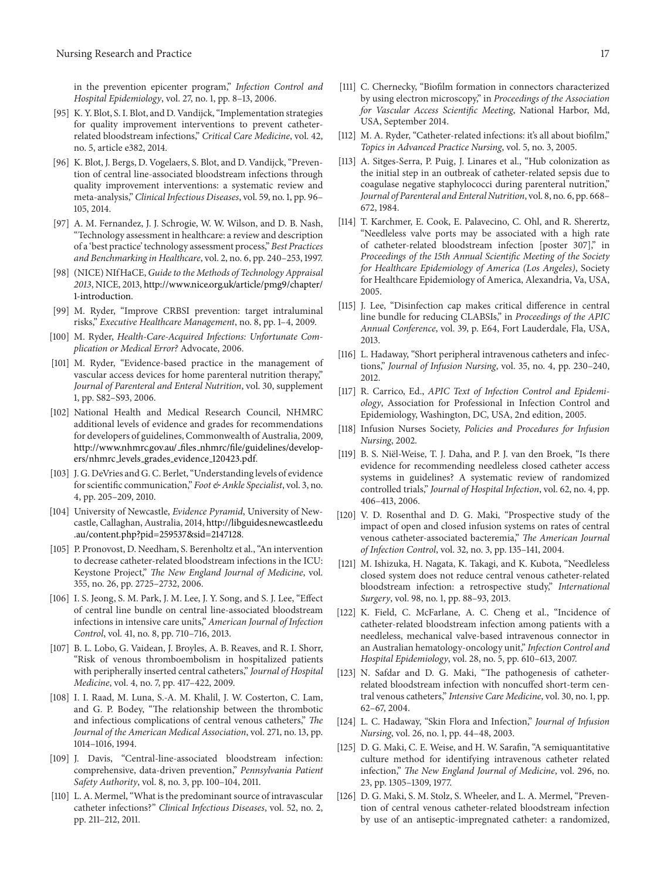in the prevention epicenter program," *Infection Control and Hospital Epidemiology*, vol. 27, no. 1, pp. 8–13, 2006.

[95] K. Y. Blot, S. I. Blot, and D. Vandijck, "Implementation strategies for quality improvement interventions to prevent catheter-related bloodstream infections," *Critical Care Medicine*, vol. 42, no. 5, article e382, 2014.

[96] K. Blot, J. Bergs, D. Vogelaers, S. Blot, and D. Vandijck, "Prevention of central line-associated bloodstream infections through quality improvement interventions: a systematic review and meta-analysis," *Clinical Infectious Diseases*, vol. 59, no. 1, pp. 96–105, 2014.

[97] A. M. Fernandez, J. J. Schrogie, W. W. Wilson, and D. B. Nash, "Technology assessment in healthcare: a review and description of a 'best practice' technology assessment process," *Best Practices and Benchmarking in Healthcare*, vol. 2, no. 6, pp. 240–253, 1997.

[98] (NICE) NIfHaCE, *Guide to the Methods of Technology Appraisal 2013*, NICE, 2013, http://www.nice.org.uk/article/pmg9/chapter/1-introduction.

[99] M. Ryder, "Improve CRBSI prevention: target intraluminal risks," *Executive Healthcare Management*, no. 8, pp. 1–4, 2009.

[100] M. Ryder, *Health-Care-Acquired Infections: Unfortunate Complication or Medical Error?* Advocate, 2006.

[101] M. Ryder, "Evidence-based practice in the management of vascular access devices for home parenteral nutrition therapy," *Journal of Parenteral and Enteral Nutrition*, vol. 30, supplement 1, pp. S82–S93, 2006.

[102] National Health and Medical Research Council, NHMRC additional levels of evidence and grades for recommendations for developers of guidelines, Commonwealth of Australia, 2009, http://www.nhmrc.gov.au/_files_nhmrc/file/guidelines/developers/nhmrc_levels_grades_evidence_120423.pdf.

[103] J. G. DeVries and G. C. Berlet, "Understanding levels of evidence for scientific communication," *Foot & Ankle Specialist*, vol. 3, no. 4, pp. 205–209, 2010.

[104] University of Newcastle, *Evidence Pyramid*, University of Newcastle, Callaghan, Australia, 2014, http://libguides.newcastle.edu.au/content.php?pid=259537&sid=2147128.

[105] P. Pronovost, D. Needham, S. Berenholtz et al., "An intervention to decrease catheter-related bloodstream infections in the ICU: Keystone Project," *The New England Journal of Medicine*, vol. 355, no. 26, pp. 2725–2732, 2006.

[106] I. S. Jeong, S. M. Park, J. M. Lee, J. Y. Song, and S. J. Lee, "Effect of central line bundle on central line-associated bloodstream infections in intensive care units," *American Journal of Infection Control*, vol. 41, no. 8, pp. 710–716, 2013.

[107] B. L. Lobo, G. Vaidean, J. Broyles, A. B. Reaves, and R. I. Shorr, "Risk of venous thromboembolism in hospitalized patients with peripherally inserted central catheters," *Journal of Hospital Medicine*, vol. 4, no. 7, pp. 417–422, 2009.

[108] I. I. Raad, M. Luna, S.-A. M. Khalil, J. W. Costerton, C. Lam, and G. P. Bodey, "The relationship between the thrombotic and infectious complications of central venous catheters," *The Journal of the American Medical Association*, vol. 271, no. 13, pp. 1014–1016, 1994.

[109] J. Davis, "Central-line-associated bloodstream infection: comprehensive, data-driven prevention," *Pennsylvania Patient Safety Authority*, vol. 8, no. 3, pp. 100–104, 2011.

[110] L. A. Mermel, "What is the predominant source of intravascular catheter infections?" *Clinical Infectious Diseases*, vol. 52, no. 2, pp. 211–212, 2011.

[111] C. Chernecky, "Biofilm formation in connectors characterized by using electron microscopy," in *Proceedings of the Association for Vascular Access Scientific Meeting*, National Harbor, Md, USA, September 2014.

[112] M. A. Ryder, "Catheter-related infections: it's all about biofilm," *Topics in Advanced Practice Nursing*, vol. 5, no. 3, 2005.

[113] A. Sitges-Serra, P. Puig, J. Linares et al., "Hub colonization as the initial step in an outbreak of catheter-related sepsis due to coagulase negative staphylococci during parenteral nutrition," *Journal of Parenteral and Enteral Nutrition*, vol. 8, no. 6, pp. 668–672, 1984.

[114] T. Karchmer, E. Cook, E. Palavecino, C. Ohl, and R. Sherertz, "Needleless valve ports may be associated with a high rate of catheter-related bloodstream infection [poster 307]," in *Proceedings of the 15th Annual Scientific Meeting of the Society for Healthcare Epidemiology of America (Los Angeles)*, Society for Healthcare Epidemiology of America, Alexandria, Va, USA, 2005.

[115] J. Lee, "Disinfection cap makes critical difference in central line bundle for reducing CLABSIs," in *Proceedings of the APIC Annual Conference*, vol. 39, p. E64, Fort Lauderdale, Fla, USA, 2013.

[116] L. Hadaway, "Short peripheral intravenous catheters and infections," *Journal of Infusion Nursing*, vol. 35, no. 4, pp. 230–240, 2012.

[117] R. Carrico, Ed., *APIC Text of Infection Control and Epidemiology*, Association for Professional in Infection Control and Epidemiology, Washington, DC, USA, 2nd edition, 2005.

[118] Infusion Nurses Society, *Policies and Procedures for Infusion Nursing*, 2002.

[119] B. S. Niël-Weise, T. J. Daha, and P. J. van den Broek, "Is there evidence for recommending needleless closed catheter access systems in guidelines? A systematic review of randomized controlled trials," *Journal of Hospital Infection*, vol. 62, no. 4, pp. 406–413, 2006.

[120] V. D. Rosenthal and D. G. Maki, "Prospective study of the impact of open and closed infusion systems on rates of central venous catheter-associated bacteremia," *The American Journal of Infection Control*, vol. 32, no. 3, pp. 135–141, 2004.

[121] M. Ishizuka, H. Nagata, K. Takagi, and K. Kubota, "Needleless closed system does not reduce central venous catheter-related bloodstream infection: a retrospective study," *International Surgery*, vol. 98, no. 1, pp. 88–93, 2013.

[122] K. Field, C. McFarlane, A. C. Cheng et al., "Incidence of catheter-related bloodstream infection among patients with a needleless, mechanical valve-based intravenous connector in an Australian hematology-oncology unit," *Infection Control and Hospital Epidemiology*, vol. 28, no. 5, pp. 610–613, 2007.

[123] N. Safdar and D. G. Maki, "The pathogenesis of catheter-related bloodstream infection with noncuffed short-term central venous catheters," *Intensive Care Medicine*, vol. 30, no. 1, pp. 62–67, 2004.

[124] L. C. Hadaway, "Skin Flora and Infection," *Journal of Infusion Nursing*, vol. 26, no. 1, pp. 44–48, 2003.

[125] D. G. Maki, C. E. Weise, and H. W. Sarafin, "A semiquantitative culture method for identifying intravenous catheter related infection," *The New England Journal of Medicine*, vol. 296, no. 23, pp. 1305–1309, 1977.

[126] D. G. Maki, S. M. Stolz, S. Wheeler, and L. A. Mermel, "Prevention of central venous catheter-related bloodstream infection by use of an antiseptic-impregnated catheter: a randomized,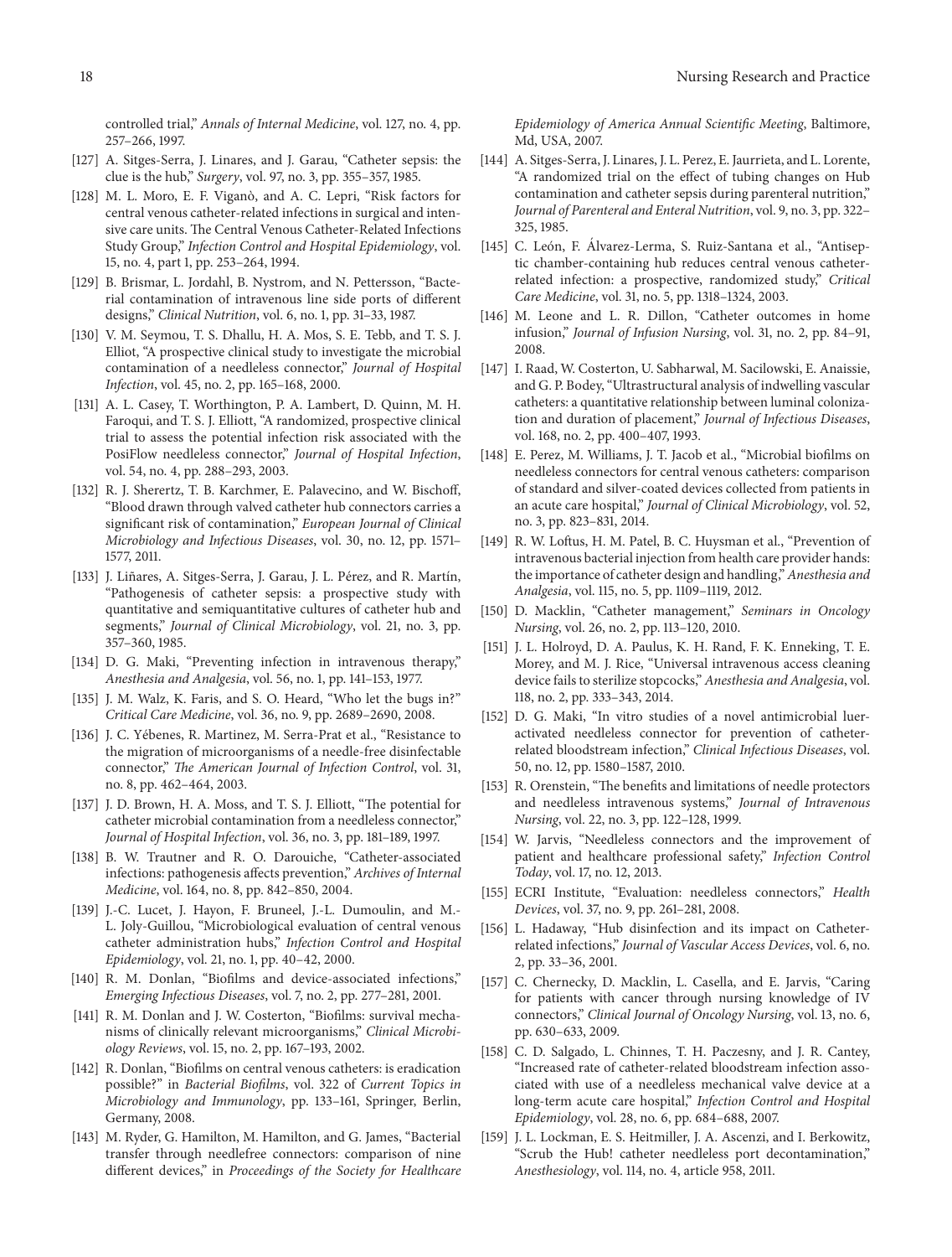controlled trial," *Annals of Internal Medicine*, vol. 127, no. 4, pp. 257–266, 1997.

[127] A. Sitges-Serra, J. Linares, and J. Garau, "Catheter sepsis: the clue is the hub," *Surgery*, vol. 97, no. 3, pp. 355–357, 1985.

[128] M. L. Moro, E. F. Viganò, and A. C. Lepri, "Risk factors for central venous catheter-related infections in surgical and intensive care units. The Central Venous Catheter-Related Infections Study Group," *Infection Control and Hospital Epidemiology*, vol. 15, no. 4, part 1, pp. 253–264, 1994.

[129] B. Brismar, L. Jordahl, B. Nystrom, and N. Pettersson, "Bacterial contamination of intravenous line side ports of different designs," *Clinical Nutrition*, vol. 6, no. 1, pp. 31–33, 1987.

[130] V. M. Seymou, T. S. Dhallu, H. A. Mos, S. E. Tebb, and T. S. J. Elliot, "A prospective clinical study to investigate the microbial contamination of a needleless connector," *Journal of Hospital Infection*, vol. 45, no. 2, pp. 165–168, 2000.

[131] A. L. Casey, T. Worthington, P. A. Lambert, D. Quinn, M. H. Faroqui, and T. S. J. Elliott, "A randomized, prospective clinical trial to assess the potential infection risk associated with the PosiFlow needleless connector," *Journal of Hospital Infection*, vol. 54, no. 4, pp. 288–293, 2003.

[132] R. J. Sherertz, T. B. Karchmer, E. Palavecino, and W. Bischoff, "Blood drawn through valved catheter hub connectors carries a significant risk of contamination," *European Journal of Clinical Microbiology and Infectious Diseases*, vol. 30, no. 12, pp. 1571–1577, 2011.

[133] J. Liñares, A. Sitges-Serra, J. Garau, J. L. Pérez, and R. Martín, "Pathogenesis of catheter sepsis: a prospective study with quantitative and semiquantitative cultures of catheter hub and segments," *Journal of Clinical Microbiology*, vol. 21, no. 3, pp. 357–360, 1985.

[134] D. G. Maki, "Preventing infection in intravenous therapy," *Anesthesia and Analgesia*, vol. 56, no. 1, pp. 141–153, 1977.

[135] J. M. Walz, K. Faris, and S. O. Heard, "Who let the bugs in?" *Critical Care Medicine*, vol. 36, no. 9, pp. 2689–2690, 2008.

[136] J. C. Yébenes, R. Martinez, M. Serra-Prat et al., "Resistance to the migration of microorganisms of a needle-free disinfectable connector," *The American Journal of Infection Control*, vol. 31, no. 8, pp. 462–464, 2003.

[137] J. D. Brown, H. A. Moss, and T. S. J. Elliott, "The potential for catheter microbial contamination from a needleless connector," *Journal of Hospital Infection*, vol. 36, no. 3, pp. 181–189, 1997.

[138] B. W. Trautner and R. O. Darouiche, "Catheter-associated infections: pathogenesis affects prevention," *Archives of Internal Medicine*, vol. 164, no. 8, pp. 842–850, 2004.

[139] J.-C. Lucet, J. Hayon, F. Bruneel, J.-L. Dumoulin, and M.-L. Joly-Guillou, "Microbiological evaluation of central venous catheter administration hubs," *Infection Control and Hospital Epidemiology*, vol. 21, no. 1, pp. 40–42, 2000.

[140] R. M. Donlan, "Biofilms and device-associated infections," *Emerging Infectious Diseases*, vol. 7, no. 2, pp. 277–281, 2001.

[141] R. M. Donlan and J. W. Costerton, "Biofilms: survival mechanisms of clinically relevant microorganisms," *Clinical Microbiology Reviews*, vol. 15, no. 2, pp. 167–193, 2002.

[142] R. Donlan, "Biofilms on central venous catheters: is eradication possible?" in *Bacterial Biofilms*, vol. 322 of *Current Topics in Microbiology and Immunology*, pp. 133–161, Springer, Berlin, Germany, 2008.

[143] M. Ryder, G. Hamilton, M. Hamilton, and G. James, "Bacterial transfer through needlefree connectors: comparison of nine different devices," in *Proceedings of the Society for Healthcare Epidemiology of America Annual Scientific Meeting*, Baltimore, Md, USA, 2007.

[144] A. Sitges-Serra, J. Linares, J. L. Perez, E. Jaurrieta, and L. Lorente, "A randomized trial on the effect of tubing changes on Hub contamination and catheter sepsis during parenteral nutrition," *Journal of Parenteral and Enteral Nutrition*, vol. 9, no. 3, pp. 322–325, 1985.

[145] C. León, F. Álvarez-Lerma, S. Ruiz-Santana et al., "Antiseptic chamber-containing hub reduces central venous catheter-related infection: a prospective, randomized study," *Critical Care Medicine*, vol. 31, no. 5, pp. 1318–1324, 2003.

[146] M. Leone and L. R. Dillon, "Catheter outcomes in home infusion," *Journal of Infusion Nursing*, vol. 31, no. 2, pp. 84–91, 2008.

[147] I. Raad, W. Costerton, U. Sabharwal, M. Sacilowski, E. Anaissie, and G. P. Bodey, "Ultrastructural analysis of indwelling vascular catheters: a quantitative relationship between luminal colonization and duration of placement," *Journal of Infectious Diseases*, vol. 168, no. 2, pp. 400–407, 1993.

[148] E. Perez, M. Williams, J. T. Jacob et al., "Microbial biofilms on needleless connectors for central venous catheters: comparison of standard and silver-coated devices collected from patients in an acute care hospital," *Journal of Clinical Microbiology*, vol. 52, no. 3, pp. 823–831, 2014.

[149] R. W. Loftus, H. M. Patel, B. C. Huysman et al., "Prevention of intravenous bacterial injection from health care provider hands: the importance of catheter design and handling," *Anesthesia and Analgesia*, vol. 115, no. 5, pp. 1109–1119, 2012.

[150] D. Macklin, "Catheter management," *Seminars in Oncology Nursing*, vol. 26, no. 2, pp. 113–120, 2010.

[151] J. L. Holroyd, D. A. Paulus, K. H. Rand, F. K. Enneking, T. E. Morey, and M. J. Rice, "Universal intravenous access cleaning device fails to sterilize stopcocks," *Anesthesia and Analgesia*, vol. 118, no. 2, pp. 333–343, 2014.

[152] D. G. Maki, "In vitro studies of a novel antimicrobial luer-activated needleless connector for prevention of catheter-related bloodstream infection," *Clinical Infectious Diseases*, vol. 50, no. 12, pp. 1580–1587, 2010.

[153] R. Orenstein, "The benefits and limitations of needle protectors and needleless intravenous systems," *Journal of Intravenous Nursing*, vol. 22, no. 3, pp. 122–128, 1999.

[154] W. Jarvis, "Needleless connectors and the improvement of patient and healthcare professional safety," *Infection Control Today*, vol. 17, no. 12, 2013.

[155] ECRI Institute, "Evaluation: needleless connectors," *Health Devices*, vol. 37, no. 9, pp. 261–281, 2008.

[156] L. Hadaway, "Hub disinfection and its impact on Catheter-related infections," *Journal of Vascular Access Devices*, vol. 6, no. 2, pp. 33–36, 2001.

[157] C. Chernecky, D. Macklin, L. Casella, and E. Jarvis, "Caring for patients with cancer through nursing knowledge of IV connectors," *Clinical Journal of Oncology Nursing*, vol. 13, no. 6, pp. 630–633, 2009.

[158] C. D. Salgado, L. Chinnes, T. H. Paczesny, and J. R. Cantey, "Increased rate of catheter-related bloodstream infection associated with use of a needleless mechanical valve device at a long-term acute care hospital," *Infection Control and Hospital Epidemiology*, vol. 28, no. 6, pp. 684–688, 2007.

[159] J. L. Lockman, E. S. Heitmiller, J. A. Ascenzi, and I. Berkowitz, "Scrub the Hub! catheter needleless port decontamination," *Anesthesiology*, vol. 114, no. 4, article 958, 2011.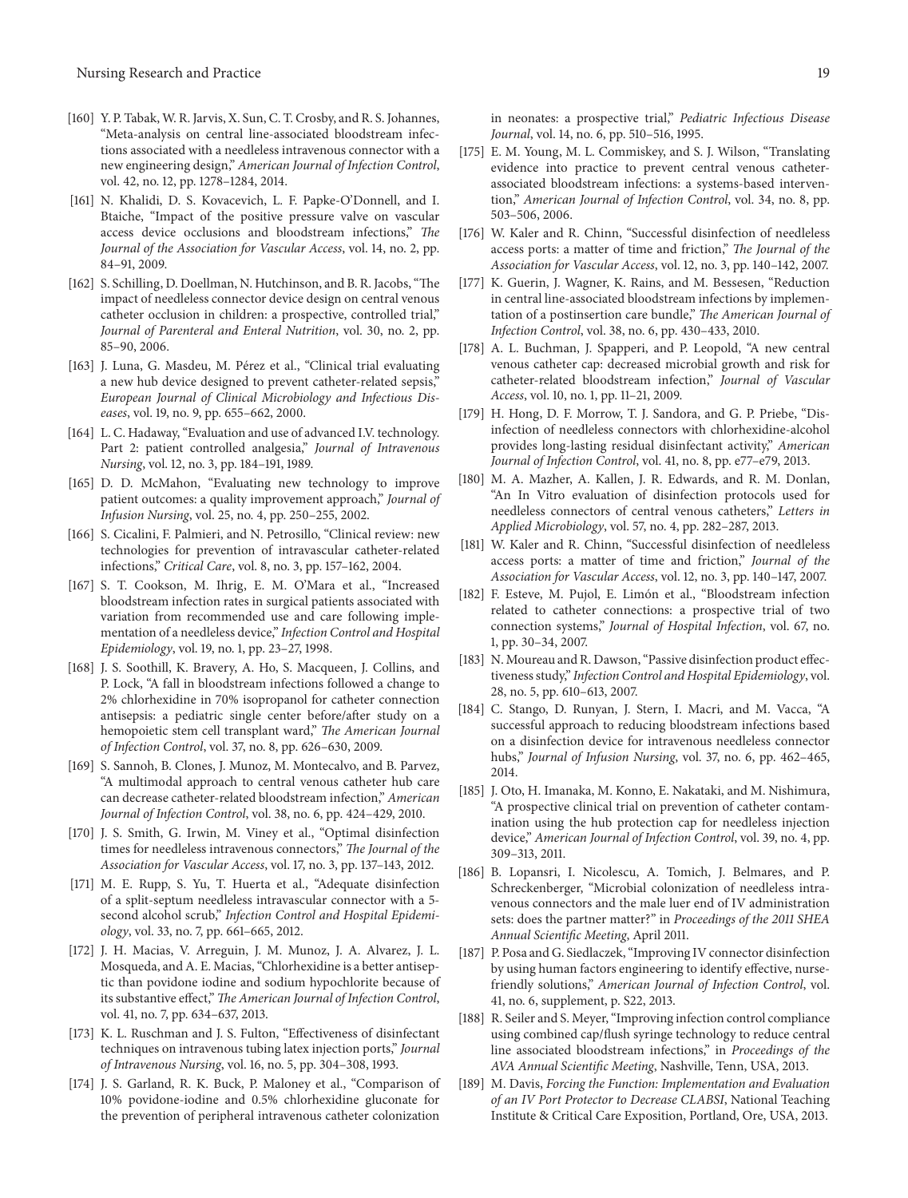[160] Y. P. Tabak, W. R. Jarvis, X. Sun, C. T. Crosby, and R. S. Johannes, "Meta-analysis on central line-associated bloodstream infections associated with a needleless intravenous connector with a new engineering design," *American Journal of Infection Control*, vol. 42, no. 12, pp. 1278–1284, 2014.

[161] N. Khalidi, D. S. Kovacevich, L. F. Papke-O'Donnell, and I. Btaiche, "Impact of the positive pressure valve on vascular access device occlusions and bloodstream infections," *The Journal of the Association for Vascular Access*, vol. 14, no. 2, pp. 84–91, 2009.

[162] S. Schilling, D. Doellman, N. Hutchinson, and B. R. Jacobs, "The impact of needleless connector device design on central venous catheter occlusion in children: a prospective, controlled trial," *Journal of Parenteral and Enteral Nutrition*, vol. 30, no. 2, pp. 85–90, 2006.

[163] J. Luna, G. Masdeu, M. Pérez et al., "Clinical trial evaluating a new hub device designed to prevent catheter-related sepsis," *European Journal of Clinical Microbiology and Infectious Diseases*, vol. 19, no. 9, pp. 655–662, 2000.

[164] L. C. Hadaway, "Evaluation and use of advanced I.V. technology. Part 2: patient controlled analgesia," *Journal of Intravenous Nursing*, vol. 12, no. 3, pp. 184–191, 1989.

[165] D. D. McMahon, "Evaluating new technology to improve patient outcomes: a quality improvement approach," *Journal of Infusion Nursing*, vol. 25, no. 4, pp. 250–255, 2002.

[166] S. Cicalini, F. Palmieri, and N. Petrosillo, "Clinical review: new technologies for prevention of intravascular catheter-related infections," *Critical Care*, vol. 8, no. 3, pp. 157–162, 2004.

[167] S. T. Cookson, M. Ihrig, E. M. O'Mara et al., "Increased bloodstream infection rates in surgical patients associated with variation from recommended use and care following implementation of a needleless device," *Infection Control and Hospital Epidemiology*, vol. 19, no. 1, pp. 23–27, 1998.

[168] J. S. Soothill, K. Bravery, A. Ho, S. Macqueen, J. Collins, and P. Lock, "A fall in bloodstream infections followed a change to 2% chlorhexidine in 70% isopropanol for catheter connection antisepsis: a pediatric single center before/after study on a hemopoietic stem cell transplant ward," *The American Journal of Infection Control*, vol. 37, no. 8, pp. 626–630, 2009.

[169] S. Sannoh, B. Clones, J. Munoz, M. Montecalvo, and B. Parvez, "A multimodal approach to central venous catheter hub care can decrease catheter-related bloodstream infection," *American Journal of Infection Control*, vol. 38, no. 6, pp. 424–429, 2010.

[170] J. S. Smith, G. Irwin, M. Viney et al., "Optimal disinfection times for needleless intravenous connectors," *The Journal of the Association for Vascular Access*, vol. 17, no. 3, pp. 137–143, 2012.

[171] M. E. Rupp, S. Yu, T. Huerta et al., "Adequate disinfection of a split-septum needleless intravascular connector with a 5-second alcohol scrub," *Infection Control and Hospital Epidemiology*, vol. 33, no. 7, pp. 661–665, 2012.

[172] J. H. Macias, V. Arreguin, J. M. Munoz, J. A. Alvarez, J. L. Mosqueda, and A. E. Macias, "Chlorhexidine is a better antiseptic than povidone iodine and sodium hypochlorite because of its substantive effect," *The American Journal of Infection Control*, vol. 41, no. 7, pp. 634–637, 2013.

[173] K. L. Ruschman and J. S. Fulton, "Effectiveness of disinfectant techniques on intravenous tubing latex injection ports," *Journal of Intravenous Nursing*, vol. 16, no. 5, pp. 304–308, 1993.

[174] J. S. Garland, R. K. Buck, P. Maloney et al., "Comparison of 10% povidone-iodine and 0.5% chlorhexidine gluconate for the prevention of peripheral intravenous catheter colonization in neonates: a prospective trial," *Pediatric Infectious Disease Journal*, vol. 14, no. 6, pp. 510–516, 1995.

[175] E. M. Young, M. L. Commiskey, and S. J. Wilson, "Translating evidence into practice to prevent central venous catheter-associated bloodstream infections: a systems-based intervention," *American Journal of Infection Control*, vol. 34, no. 8, pp. 503–506, 2006.

[176] W. Kaler and R. Chinn, "Successful disinfection of needleless access ports: a matter of time and friction," *The Journal of the Association for Vascular Access*, vol. 12, no. 3, pp. 140–142, 2007.

[177] K. Guerin, J. Wagner, K. Rains, and M. Bessesen, "Reduction in central line-associated bloodstream infections by implementation of a postinsertion care bundle," *The American Journal of Infection Control*, vol. 38, no. 6, pp. 430–433, 2010.

[178] A. L. Buchman, J. Spapperi, and P. Leopold, "A new central venous catheter cap: decreased microbial growth and risk for catheter-related bloodstream infection," *Journal of Vascular Access*, vol. 10, no. 1, pp. 11–21, 2009.

[179] H. Hong, D. F. Morrow, T. J. Sandora, and G. P. Priebe, "Disinfection of needleless connectors with chlorhexidine-alcohol provides long-lasting residual disinfectant activity," *American Journal of Infection Control*, vol. 41, no. 8, pp. e77–e79, 2013.

[180] M. A. Mazher, A. Kallen, J. R. Edwards, and R. M. Donlan, "An In Vitro evaluation of disinfection protocols used for needleless connectors of central venous catheters," *Letters in Applied Microbiology*, vol. 57, no. 4, pp. 282–287, 2013.

[181] W. Kaler and R. Chinn, "Successful disinfection of needleless access ports: a matter of time and friction," *Journal of the Association for Vascular Access*, vol. 12, no. 3, pp. 140–147, 2007.

[182] F. Esteve, M. Pujol, E. Limón et al., "Bloodstream infection related to catheter connections: a prospective trial of two connection systems," *Journal of Hospital Infection*, vol. 67, no. 1, pp. 30–34, 2007.

[183] N. Moureau and R. Dawson, "Passive disinfection product effectiveness study," *Infection Control and Hospital Epidemiology*, vol. 28, no. 5, pp. 610–613, 2007.

[184] C. Stango, D. Runyan, J. Stern, I. Macri, and M. Vacca, "A successful approach to reducing bloodstream infections based on a disinfection device for intravenous needleless connector hubs," *Journal of Infusion Nursing*, vol. 37, no. 6, pp. 462–465, 2014.

[185] J. Oto, H. Imanaka, M. Konno, E. Nakataki, and M. Nishimura, "A prospective clinical trial on prevention of catheter contamination using the hub protection cap for needleless injection device," *American Journal of Infection Control*, vol. 39, no. 4, pp. 309–313, 2011.

[186] B. Lopansri, I. Nicolescu, A. Tomich, J. Belmares, and P. Schreckenberger, "Microbial colonization of needleless intravenous connectors and the male luer end of IV administration sets: does the partner matter?" in *Proceedings of the 2011 SHEA Annual Scientific Meeting*, April 2011.

[187] P. Posa and G. Siedlaczek, "Improving IV connector disinfection by using human factors engineering to identify effective, nurse-friendly solutions," *American Journal of Infection Control*, vol. 41, no. 6, supplement, p. S22, 2013.

[188] R. Seiler and S. Meyer, "Improving infection control compliance using combined cap/flush syringe technology to reduce central line associated bloodstream infections," in *Proceedings of the AVA Annual Scientific Meeting*, Nashville, Tenn, USA, 2013.

[189] M. Davis, *Forcing the Function: Implementation and Evaluation of an IV Port Protector to Decrease CLABSI*, National Teaching Institute & Critical Care Exposition, Portland, Ore, USA, 2013.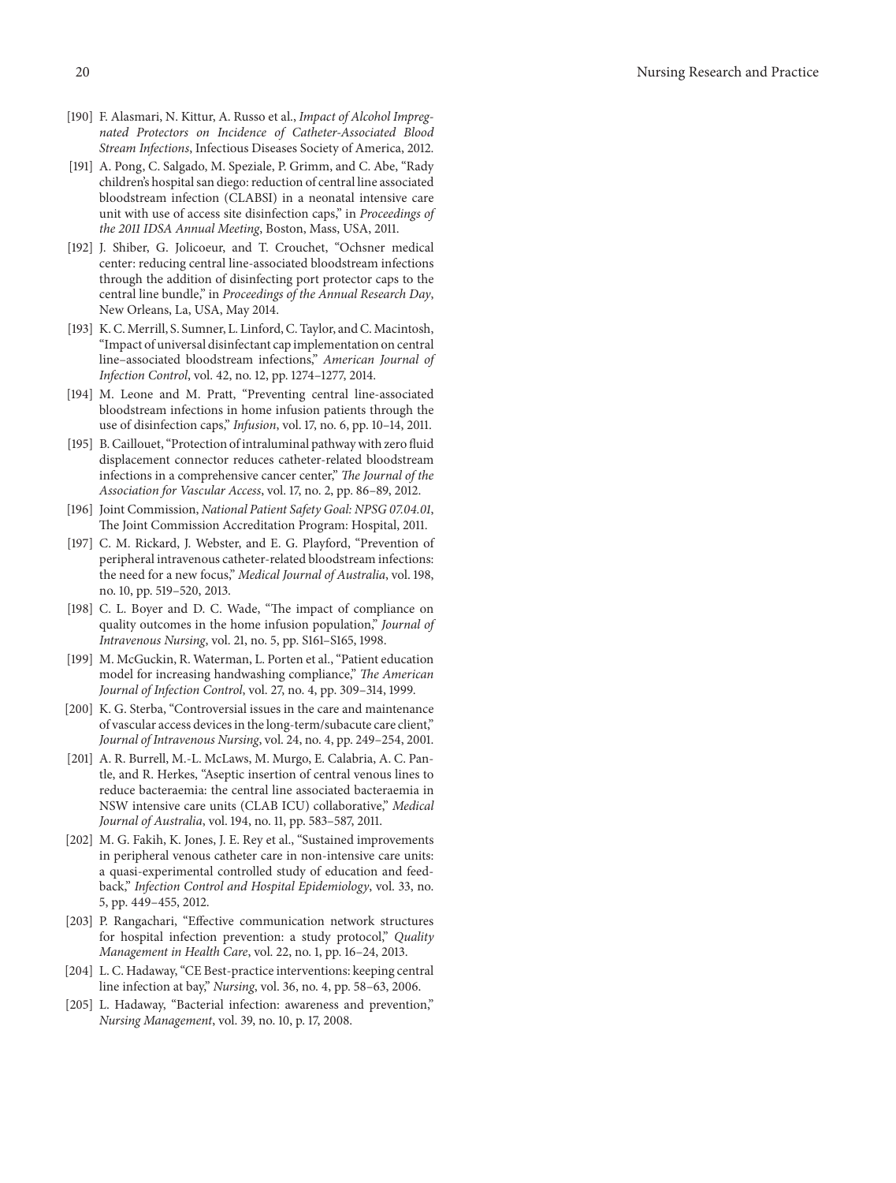[190] F. Alasmari, N. Kittur, A. Russo et al., *Impact of Alcohol Impregnated Protectors on Incidence of Catheter-Associated Blood Stream Infections*, Infectious Diseases Society of America, 2012.

[191] A. Pong, C. Salgado, M. Speziale, P. Grimm, and C. Abe, "Rady children's hospital san diego: reduction of central line associated bloodstream infection (CLABSI) in a neonatal intensive care unit with use of access site disinfection caps," in *Proceedings of the 2011 IDSA Annual Meeting*, Boston, Mass, USA, 2011.

[192] J. Shiber, G. Jolicoeur, and T. Crouchet, "Ochsner medical center: reducing central line-associated bloodstream infections through the addition of disinfecting port protector caps to the central line bundle," in *Proceedings of the Annual Research Day*, New Orleans, La, USA, May 2014.

[193] K. C. Merrill, S. Sumner, L. Linford, C. Taylor, and C. Macintosh, "Impact of universal disinfectant cap implementation on central line–associated bloodstream infections," *American Journal of Infection Control*, vol. 42, no. 12, pp. 1274–1277, 2014.

[194] M. Leone and M. Pratt, "Preventing central line-associated bloodstream infections in home infusion patients through the use of disinfection caps," *Infusion*, vol. 17, no. 6, pp. 10–14, 2011.

[195] B. Caillouet, "Protection of intraluminal pathway with zero fluid displacement connector reduces catheter-related bloodstream infections in a comprehensive cancer center," *The Journal of the Association for Vascular Access*, vol. 17, no. 2, pp. 86–89, 2012.

[196] Joint Commission, *National Patient Safety Goal: NPSG 07.04.01*, The Joint Commission Accreditation Program: Hospital, 2011.

[197] C. M. Rickard, J. Webster, and E. G. Playford, "Prevention of peripheral intravenous catheter-related bloodstream infections: the need for a new focus," *Medical Journal of Australia*, vol. 198, no. 10, pp. 519–520, 2013.

[198] C. L. Boyer and D. C. Wade, "The impact of compliance on quality outcomes in the home infusion population," *Journal of Intravenous Nursing*, vol. 21, no. 5, pp. S161–S165, 1998.

[199] M. McGuckin, R. Waterman, L. Porten et al., "Patient education model for increasing handwashing compliance," *The American Journal of Infection Control*, vol. 27, no. 4, pp. 309–314, 1999.

[200] K. G. Sterba, "Controversial issues in the care and maintenance of vascular access devices in the long-term/subacute care client," *Journal of Intravenous Nursing*, vol. 24, no. 4, pp. 249–254, 2001.

[201] A. R. Burrell, M.-L. McLaws, M. Murgo, E. Calabria, A. C. Pantle, and R. Herkes, "Aseptic insertion of central venous lines to reduce bacteraemia: the central line associated bacteraemia in NSW intensive care units (CLAB ICU) collaborative," *Medical Journal of Australia*, vol. 194, no. 11, pp. 583–587, 2011.

[202] M. G. Fakih, K. Jones, J. E. Rey et al., "Sustained improvements in peripheral venous catheter care in non-intensive care units: a quasi-experimental controlled study of education and feedback," *Infection Control and Hospital Epidemiology*, vol. 33, no. 5, pp. 449–455, 2012.

[203] P. Rangachari, "Effective communication network structures for hospital infection prevention: a study protocol," *Quality Management in Health Care*, vol. 22, no. 1, pp. 16–24, 2013.

[204] L. C. Hadaway, "CE Best-practice interventions: keeping central line infection at bay," *Nursing*, vol. 36, no. 4, pp. 58–63, 2006.

[205] L. Hadaway, "Bacterial infection: awareness and prevention," *Nursing Management*, vol. 39, no. 10, p. 17, 2008.